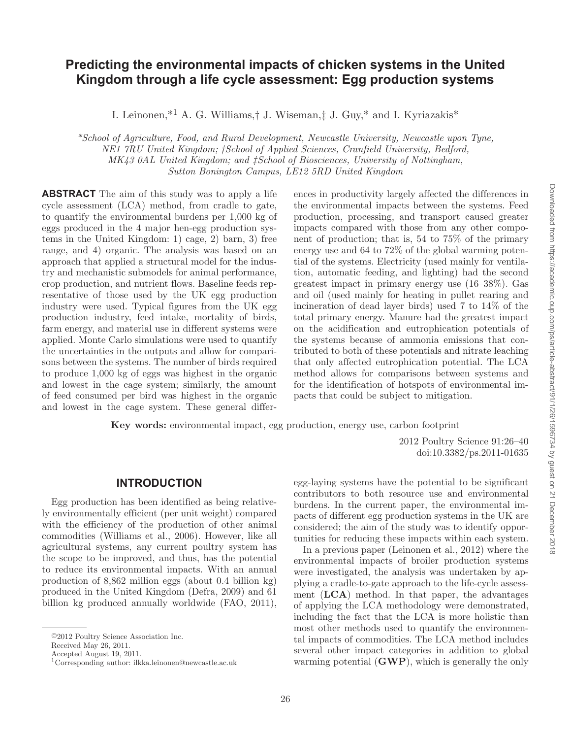# Predicting the environmental impacts of chicken systems in the United Kingdom through a life cycle assessment: Egg production systems

I. Leinonen,*[1] A. G. Williams,† J. Wiseman,‡ J. Guy,* and I. Kyriazakis*

*School of Agriculture, Food, and Rural Development, Newcastle University, Newcastle upon Tyne, NE1 7RU United Kingdom; †School of Applied Sciences, Cranfield University, Bedford, MK43 0AL United Kingdom; and ‡School of Biosciences, University of Nottingham, Sutton Bonington Campus, LE12 5RD United Kingdom*

**ABSTRACT** The aim of this study was to apply a life cycle assessment (LCA) method, from cradle to gate, to quantify the environmental burdens per 1,000 kg of eggs produced in the 4 major hen-egg production systems in the United Kingdom: 1) cage, 2) barn, 3) free range, and 4) organic. The analysis was based on an approach that applied a structural model for the industry and mechanistic submodels for animal performance, crop production, and nutrient flows. Baseline feeds representative of those used by the UK egg production industry were used. Typical figures from the UK egg production industry, feed intake, mortality of birds, farm energy, and material use in different systems were applied. Monte Carlo simulations were used to quantify the uncertainties in the outputs and allow for comparisons between the systems. The number of birds required to produce 1,000 kg of eggs was highest in the organic and lowest in the cage system; similarly, the amount of feed consumed per bird was highest in the organic and lowest in the cage system. These general differences in productivity largely affected the differences in the environmental impacts between the systems. Feed production, processing, and transport caused greater impacts compared with those from any other component of production; that is, 54 to 75% of the primary energy use and 64 to 72% of the global warming potential of the systems. Electricity (used mainly for ventilation, automatic feeding, and lighting) had the second greatest impact in primary energy use (16–38%). Gas and oil (used mainly for heating in pullet rearing and incineration of dead layer birds) used 7 to 14% of the total primary energy. Manure had the greatest impact on the acidification and eutrophication potentials of the systems because of ammonia emissions that contributed to both of these potentials and nitrate leaching that only affected eutrophication potential. The LCA method allows for comparisons between systems and for the identification of hotspots of environmental impacts that could be subject to mitigation.

**Key words:** environmental impact, egg production, energy use, carbon footprint

2012 Poultry Science 91:26–40
doi:10.3382/ps.2011-01635

## INTRODUCTION

Egg production has been identified as being relatively environmentally efficient (per unit weight) compared with the efficiency of the production of other animal commodities (Williams et al., 2006). However, like all agricultural systems, any current poultry system has the scope to be improved, and thus, has the potential to reduce its environmental impacts. With an annual production of 8,862 million eggs (about 0.4 billion kg) produced in the United Kingdom (Defra, 2009) and 61 billion kg produced annually worldwide (FAO, 2011), egg-laying systems have the potential to be significant contributors to both resource use and environmental burdens. In the current paper, the environmental impacts of different egg production systems in the UK are considered; the aim of the study was to identify opportunities for reducing these impacts within each system.

In a previous paper (Leinonen et al., 2012) where the environmental impacts of broiler production systems were investigated, the analysis was undertaken by applying a cradle-to-gate approach to the life-cycle assessment (**LCA**) method. In that paper, the advantages of applying the LCA methodology were demonstrated, including the fact that the LCA is more holistic than most other methods used to quantify the environmental impacts of commodities. The LCA method includes several other impact categories in addition to global warming potential (**GWP**), which is generally the only

©2012 Poultry Science Association Inc.
Received May 26, 2011.
Accepted August 19, 2011.
[1]Corresponding author: ilkka.leinonen@newcastle.ac.uk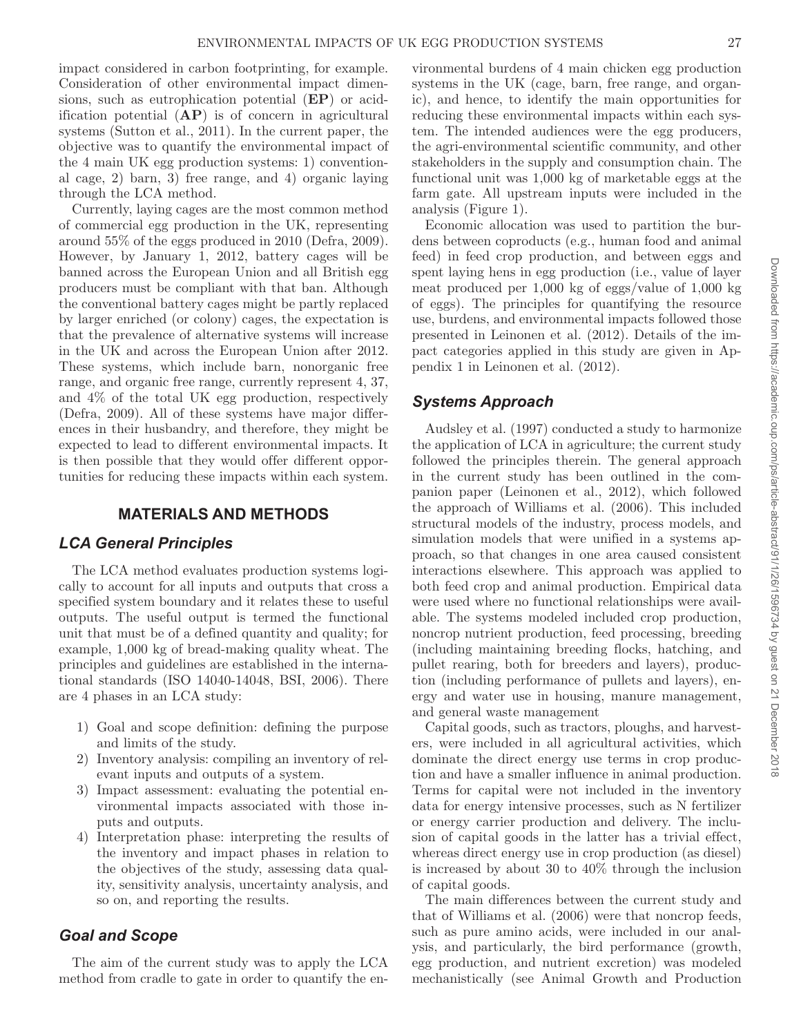impact considered in carbon footprinting, for example. Consideration of other environmental impact dimensions, such as eutrophication potential (**EP**) or acidification potential (**AP**) is of concern in agricultural systems (Sutton et al., 2011). In the current paper, the objective was to quantify the environmental impact of the 4 main UK egg production systems: 1) conventional cage, 2) barn, 3) free range, and 4) organic laying through the LCA method.

Currently, laying cages are the most common method of commercial egg production in the UK, representing around 55% of the eggs produced in 2010 (Defra, 2009). However, by January 1, 2012, battery cages will be banned across the European Union and all British egg producers must be compliant with that ban. Although the conventional battery cages might be partly replaced by larger enriched (or colony) cages, the expectation is that the prevalence of alternative systems will increase in the UK and across the European Union after 2012. These systems, which include barn, nonorganic free range, and organic free range, currently represent 4, 37, and 4% of the total UK egg production, respectively (Defra, 2009). All of these systems have major differences in their husbandry, and therefore, they might be expected to lead to different environmental impacts. It is then possible that they would offer different opportunities for reducing these impacts within each system.

## MATERIALS AND METHODS

### *LCA General Principles*

The LCA method evaluates production systems logically to account for all inputs and outputs that cross a specified system boundary and it relates these to useful outputs. The useful output is termed the functional unit that must be of a defined quantity and quality; for example, 1,000 kg of bread-making quality wheat. The principles and guidelines are established in the international standards (ISO 14040-14048, BSI, 2006). There are 4 phases in an LCA study:

1) Goal and scope definition: defining the purpose and limits of the study.
2) Inventory analysis: compiling an inventory of relevant inputs and outputs of a system.
3) Impact assessment: evaluating the potential environmental impacts associated with those inputs and outputs.
4) Interpretation phase: interpreting the results of the inventory and impact phases in relation to the objectives of the study, assessing data quality, sensitivity analysis, uncertainty analysis, and so on, and reporting the results.

### *Goal and Scope*

The aim of the current study was to apply the LCA method from cradle to gate in order to quantify the environmental burdens of 4 main chicken egg production systems in the UK (cage, barn, free range, and organic), and hence, to identify the main opportunities for reducing these environmental impacts within each system. The intended audiences were the egg producers, the agri-environmental scientific community, and other stakeholders in the supply and consumption chain. The functional unit was 1,000 kg of marketable eggs at the farm gate. All upstream inputs were included in the analysis (Figure 1).

Economic allocation was used to partition the burdens between coproducts (e.g., human food and animal feed) in feed crop production, and between eggs and spent laying hens in egg production (i.e., value of layer meat produced per 1,000 kg of eggs/value of 1,000 kg of eggs). The principles for quantifying the resource use, burdens, and environmental impacts followed those presented in Leinonen et al. (2012). Details of the impact categories applied in this study are given in Appendix 1 in Leinonen et al. (2012).

### *Systems Approach*

Audsley et al. (1997) conducted a study to harmonize the application of LCA in agriculture; the current study followed the principles therein. The general approach in the current study has been outlined in the companion paper (Leinonen et al., 2012), which followed the approach of Williams et al. (2006). This included structural models of the industry, process models, and simulation models that were unified in a systems approach, so that changes in one area caused consistent interactions elsewhere. This approach was applied to both feed crop and animal production. Empirical data were used where no functional relationships were available. The systems modeled included crop production, noncrop nutrient production, feed processing, breeding (including maintaining breeding flocks, hatching, and pullet rearing, both for breeders and layers), production (including performance of pullets and layers), energy and water use in housing, manure management, and general waste management

Capital goods, such as tractors, ploughs, and harvesters, were included in all agricultural activities, which dominate the direct energy use terms in crop production and have a smaller influence in animal production. Terms for capital were not included in the inventory data for energy intensive processes, such as N fertilizer or energy carrier production and delivery. The inclusion of capital goods in the latter has a trivial effect, whereas direct energy use in crop production (as diesel) is increased by about 30 to 40% through the inclusion of capital goods.

The main differences between the current study and that of Williams et al. (2006) were that noncrop feeds, such as pure amino acids, were included in our analysis, and particularly, the bird performance (growth, egg production, and nutrient excretion) was modeled mechanistically (see Animal Growth and Production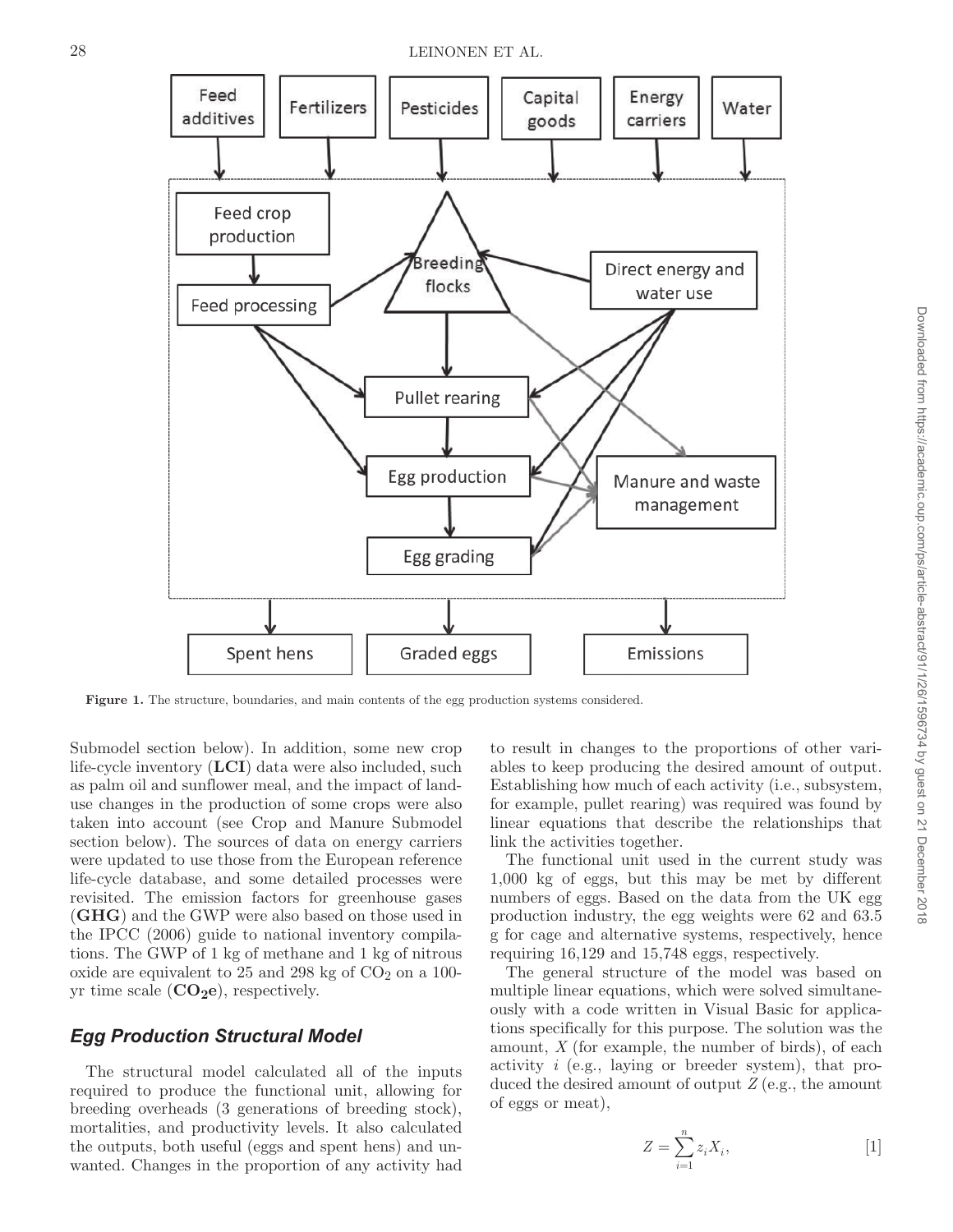Figure 1. The structure, boundaries, and main contents of the egg production systems considered.

Submodel section below). In addition, some new crop life-cycle inventory (**LCI**) data were also included, such as palm oil and sunflower meal, and the impact of land-use changes in the production of some crops were also taken into account (see Crop and Manure Submodel section below). The sources of data on energy carriers were updated to use those from the European reference life-cycle database, and some detailed processes were revisited. The emission factors for greenhouse gases (**GHG**) and the GWP were also based on those used in the IPCC (2006) guide to national inventory compilations. The GWP of 1 kg of methane and 1 kg of nitrous oxide are equivalent to 25 and 298 kg of $CO_2$ on a 100-yr time scale (**$CO_2$e**), respectively.

## *Egg Production Structural Model*

The structural model calculated all of the inputs required to produce the functional unit, allowing for breeding overheads (3 generations of breeding stock), mortalities, and productivity levels. It also calculated the outputs, both useful (eggs and spent hens) and unwanted. Changes in the proportion of any activity had to result in changes to the proportions of other variables to keep producing the desired amount of output. Establishing how much of each activity (i.e., subsystem, for example, pullet rearing) was required was found by linear equations that describe the relationships that link the activities together.

The functional unit used in the current study was 1,000 kg of eggs, but this may be met by different numbers of eggs. Based on the data from the UK egg production industry, the egg weights were 62 and 63.5 g for cage and alternative systems, respectively, hence requiring 16,129 and 15,748 eggs, respectively.

The general structure of the model was based on multiple linear equations, which were solved simultaneously with a code written in Visual Basic for applications specifically for this purpose. The solution was the amount, $X$ (for example, the number of birds), of each activity $i$ (e.g., laying or breeder system), that produced the desired amount of output $Z$ (e.g., the amount of eggs or meat),

$$Z = \sum_{i=1}^{n} z_i X_i, \qquad [1]$$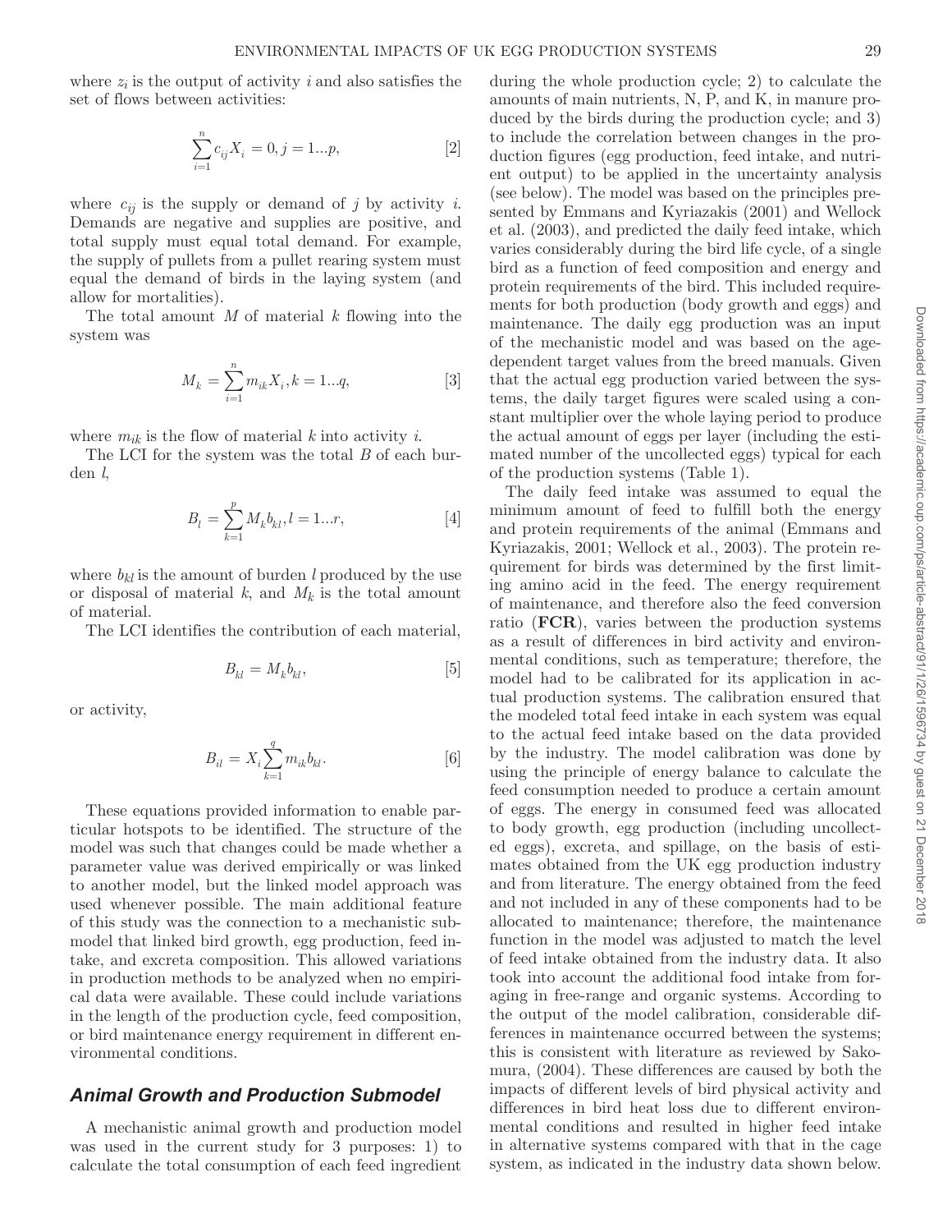where $z_i$ is the output of activity $i$ and also satisfies the set of flows between activities:

$$\sum_{i=1}^{n} c_{ij} X_i = 0, j = 1...p, \quad [2]$$

where $c_{ij}$ is the supply or demand of $j$ by activity $i$. Demands are negative and supplies are positive, and total supply must equal total demand. For example, the supply of pullets from a pullet rearing system must equal the demand of birds in the laying system (and allow for mortalities).

The total amount $M$ of material $k$ flowing into the system was

$$M_k = \sum_{i=1}^{n} m_{ik} X_i, k = 1...q, \quad [3]$$

where $m_{ik}$ is the flow of material $k$ into activity $i$.

The LCI for the system was the total $B$ of each burden $l$,

$$B_l = \sum_{k=1}^{p} M_k b_{kl}, l = 1...r, \quad [4]$$

where $b_{kl}$ is the amount of burden $l$ produced by the use or disposal of material $k$, and $M_k$ is the total amount of material.

The LCI identifies the contribution of each material,

$$B_{kl} = M_k b_{kl}, \quad [5]$$

or activity,

$$B_{il} = X_i \sum_{k=1}^{q} m_{ik} b_{kl}. \quad [6]$$

These equations provided information to enable particular hotspots to be identified. The structure of the model was such that changes could be made whether a parameter value was derived empirically or was linked to another model, but the linked model approach was used whenever possible. The main additional feature of this study was the connection to a mechanistic submodel that linked bird growth, egg production, feed intake, and excreta composition. This allowed variations in production methods to be analyzed when no empirical data were available. These could include variations in the length of the production cycle, feed composition, or bird maintenance energy requirement in different environmental conditions.

## Animal Growth and Production Submodel

A mechanistic animal growth and production model was used in the current study for 3 purposes: 1) to calculate the total consumption of each feed ingredient during the whole production cycle; 2) to calculate the amounts of main nutrients, N, P, and K, in manure produced by the birds during the production cycle; and 3) to include the correlation between changes in the production figures (egg production, feed intake, and nutrient output) to be applied in the uncertainty analysis (see below). The model was based on the principles presented by Emmans and Kyriazakis (2001) and Wellock et al. (2003), and predicted the daily feed intake, which varies considerably during the bird life cycle, of a single bird as a function of feed composition and energy and protein requirements of the bird. This included requirements for both production (body growth and eggs) and maintenance. The daily egg production was an input of the mechanistic model and was based on the age-dependent target values from the breed manuals. Given that the actual egg production varied between the systems, the daily target figures were scaled using a constant multiplier over the whole laying period to produce the actual amount of eggs per layer (including the estimated number of the uncollected eggs) typical for each of the production systems (Table 1).

The daily feed intake was assumed to equal the minimum amount of feed to fulfill both the energy and protein requirements of the animal (Emmans and Kyriazakis, 2001; Wellock et al., 2003). The protein requirement for birds was determined by the first limiting amino acid in the feed. The energy requirement of maintenance, and therefore also the feed conversion ratio (**FCR**), varies between the production systems as a result of differences in bird activity and environmental conditions, such as temperature; therefore, the model had to be calibrated for its application in actual production systems. The calibration ensured that the modeled total feed intake in each system was equal to the actual feed intake based on the data provided by the industry. The model calibration was done by using the principle of energy balance to calculate the feed consumption needed to produce a certain amount of eggs. The energy in consumed feed was allocated to body growth, egg production (including uncollected eggs), excreta, and spillage, on the basis of estimates obtained from the UK egg production industry and from literature. The energy obtained from the feed and not included in any of these components had to be allocated to maintenance; therefore, the maintenance function in the model was adjusted to match the level of feed intake obtained from the industry data. It also took into account the additional food intake from foraging in free-range and organic systems. According to the output of the model calibration, considerable differences in maintenance occurred between the systems; this is consistent with literature as reviewed by Sakomura, (2004). These differences are caused by both the impacts of different levels of bird physical activity and differences in bird heat loss due to different environmental conditions and resulted in higher feed intake in alternative systems compared with that in the cage system, as indicated in the industry data shown below.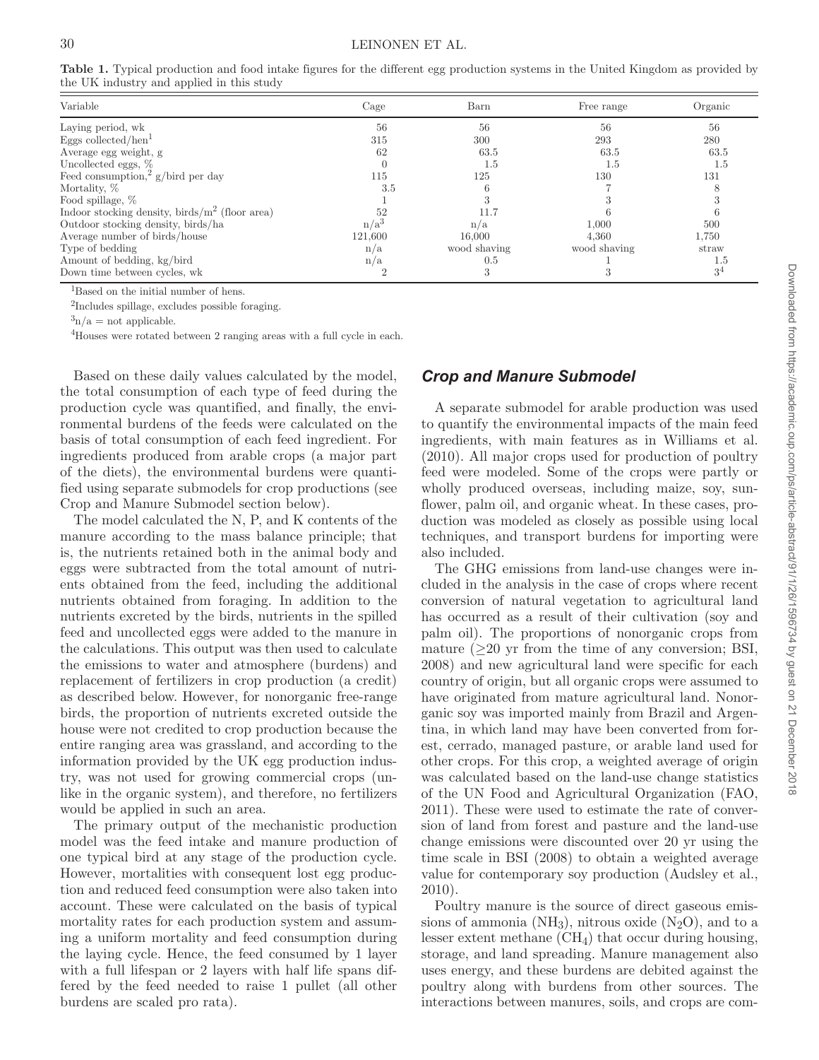**Table 1.** Typical production and food intake figures for the different egg production systems in the United Kingdom as provided by the UK industry and applied in this study

| Variable | Cage | Barn | Free range | Organic |
|---|---|---|---|---|
| Laying period, wk | 56 | 56 | 56 | 56 |
| Eggs collected/hen[1] | 315 | 300 | 293 | 280 |
| Average egg weight, g | 62 | 63.5 | 63.5 | 63.5 |
| Uncollected eggs, % | 0 | 1.5 | 1.5 | 1.5 |
| Feed consumption,[2] g/bird per day | 115 | 125 | 130 | 131 |
| Mortality, % | 3.5 | 6 | 7 | 8 |
| Food spillage, % | 1 | 3 | 3 | 3 |
| Indoor stocking density, birds/$m^2$ (floor area) | 52 | 11.7 | 6 | 6 |
| Outdoor stocking density, birds/ha | n/a[3] | n/a | 1,000 | 500 |
| Average number of birds/house | 121,600 | 16,000 | 4,360 | 1,750 |
| Type of bedding | n/a | wood shaving | wood shaving | straw |
| Amount of bedding, kg/bird | n/a | 0.5 | 1 | 1.5 |
| Down time between cycles, wk | 2 | 3 | 3 | 3[4] |

[1]Based on the initial number of hens.

[2]Includes spillage, excludes possible foraging.

[3]n/a = not applicable.

[4]Houses were rotated between 2 ranging areas with a full cycle in each.

Based on these daily values calculated by the model, the total consumption of each type of feed during the production cycle was quantified, and finally, the environmental burdens of the feeds were calculated on the basis of total consumption of each feed ingredient. For ingredients produced from arable crops (a major part of the diets), the environmental burdens were quantified using separate submodels for crop productions (see Crop and Manure Submodel section below).

The model calculated the N, P, and K contents of the manure according to the mass balance principle; that is, the nutrients retained both in the animal body and eggs were subtracted from the total amount of nutrients obtained from the feed, including the additional nutrients obtained from foraging. In addition to the nutrients excreted by the birds, nutrients in the spilled feed and uncollected eggs were added to the manure in the calculations. This output was then used to calculate the emissions to water and atmosphere (burdens) and replacement of fertilizers in crop production (a credit) as described below. However, for nonorganic free-range birds, the proportion of nutrients excreted outside the house were not credited to crop production because the entire ranging area was grassland, and according to the information provided by the UK egg production industry, was not used for growing commercial crops (unlike in the organic system), and therefore, no fertilizers would be applied in such an area.

The primary output of the mechanistic production model was the feed intake and manure production of one typical bird at any stage of the production cycle. However, mortalities with consequent lost egg production and reduced feed consumption were also taken into account. These were calculated on the basis of typical mortality rates for each production system and assuming a uniform mortality and feed consumption during the laying cycle. Hence, the feed consumed by 1 layer with a full lifespan or 2 layers with half life spans differed by the feed needed to raise 1 pullet (all other burdens are scaled pro rata).

### *Crop and Manure Submodel*

A separate submodel for arable production was used to quantify the environmental impacts of the main feed ingredients, with main features as in Williams et al. (2010). All major crops used for production of poultry feed were modeled. Some of the crops were partly or wholly produced overseas, including maize, soy, sunflower, palm oil, and organic wheat. In these cases, production was modeled as closely as possible using local techniques, and transport burdens for importing were also included.

The GHG emissions from land-use changes were included in the analysis in the case of crops where recent conversion of natural vegetation to agricultural land has occurred as a result of their cultivation (soy and palm oil). The proportions of nonorganic crops from mature ($\geq$20 yr from the time of any conversion; BSI, 2008) and new agricultural land were specific for each country of origin, but all organic crops were assumed to have originated from mature agricultural land. Nonorganic soy was imported mainly from Brazil and Argentina, in which land may have been converted from forest, cerrado, managed pasture, or arable land used for other crops. For this crop, a weighted average of origin was calculated based on the land-use change statistics of the UN Food and Agricultural Organization (FAO, 2011). These were used to estimate the rate of conversion of land from forest and pasture and the land-use change emissions were discounted over 20 yr using the time scale in BSI (2008) to obtain a weighted average value for contemporary soy production (Audsley et al., 2010).

Poultry manure is the source of direct gaseous emissions of ammonia ($NH_3$), nitrous oxide ($N_2O$), and to a lesser extent methane ($CH_4$) that occur during housing, storage, and land spreading. Manure management also uses energy, and these burdens are debited against the poultry along with burdens from other sources. The interactions between manures, soils, and crops are com-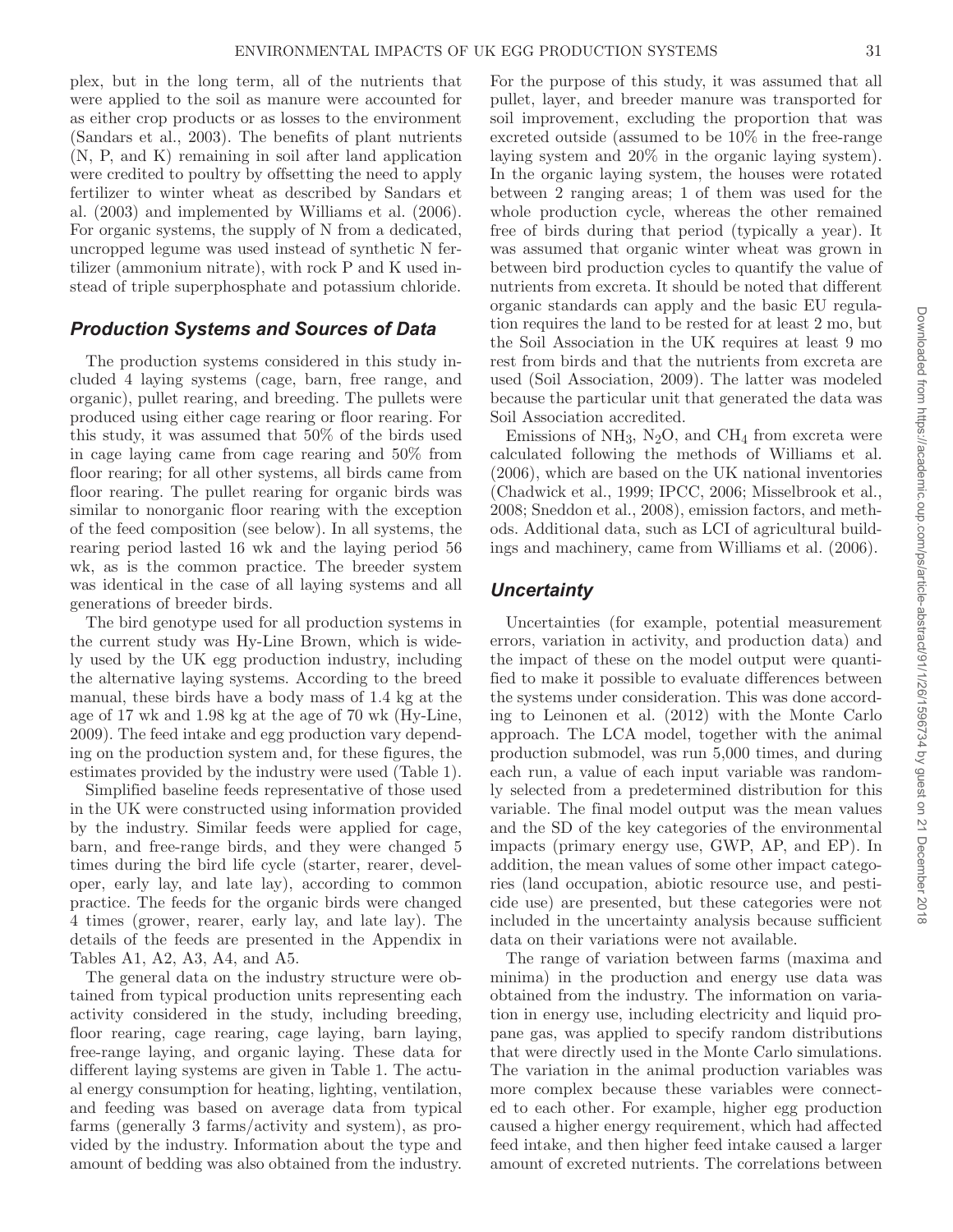plex, but in the long term, all of the nutrients that were applied to the soil as manure were accounted for as either crop products or as losses to the environment (Sandars et al., 2003). The benefits of plant nutrients (N, P, and K) remaining in soil after land application were credited to poultry by offsetting the need to apply fertilizer to winter wheat as described by Sandars et al. (2003) and implemented by Williams et al. (2006). For organic systems, the supply of N from a dedicated, uncropped legume was used instead of synthetic N fertilizer (ammonium nitrate), with rock P and K used instead of triple superphosphate and potassium chloride.

## *Production Systems and Sources of Data*

The production systems considered in this study included 4 laying systems (cage, barn, free range, and organic), pullet rearing, and breeding. The pullets were produced using either cage rearing or floor rearing. For this study, it was assumed that 50% of the birds used in cage laying came from cage rearing and 50% from floor rearing; for all other systems, all birds came from floor rearing. The pullet rearing for organic birds was similar to nonorganic floor rearing with the exception of the feed composition (see below). In all systems, the rearing period lasted 16 wk and the laying period 56 wk, as is the common practice. The breeder system was identical in the case of all laying systems and all generations of breeder birds.

The bird genotype used for all production systems in the current study was Hy-Line Brown, which is widely used by the UK egg production industry, including the alternative laying systems. According to the breed manual, these birds have a body mass of 1.4 kg at the age of 17 wk and 1.98 kg at the age of 70 wk (Hy-Line, 2009). The feed intake and egg production vary depending on the production system and, for these figures, the estimates provided by the industry were used (Table 1).

Simplified baseline feeds representative of those used in the UK were constructed using information provided by the industry. Similar feeds were applied for cage, barn, and free-range birds, and they were changed 5 times during the bird life cycle (starter, rearer, developer, early lay, and late lay), according to common practice. The feeds for the organic birds were changed 4 times (grower, rearer, early lay, and late lay). The details of the feeds are presented in the Appendix in Tables A1, A2, A3, A4, and A5.

The general data on the industry structure were obtained from typical production units representing each activity considered in the study, including breeding, floor rearing, cage rearing, cage laying, barn laying, free-range laying, and organic laying. These data for different laying systems are given in Table 1. The actual energy consumption for heating, lighting, ventilation, and feeding was based on average data from typical farms (generally 3 farms/activity and system), as provided by the industry. Information about the type and amount of bedding was also obtained from the industry. For the purpose of this study, it was assumed that all pullet, layer, and breeder manure was transported for soil improvement, excluding the proportion that was excreted outside (assumed to be 10% in the free-range laying system and 20% in the organic laying system). In the organic laying system, the houses were rotated between 2 ranging areas; 1 of them was used for the whole production cycle, whereas the other remained free of birds during that period (typically a year). It was assumed that organic winter wheat was grown in between bird production cycles to quantify the value of nutrients from excreta. It should be noted that different organic standards can apply and the basic EU regulation requires the land to be rested for at least 2 mo, but the Soil Association in the UK requires at least 9 mo rest from birds and that the nutrients from excreta are used (Soil Association, 2009). The latter was modeled because the particular unit that generated the data was Soil Association accredited.

Emissions of $NH_3$, $N_2O$, and $CH_4$ from excreta were calculated following the methods of Williams et al. (2006), which are based on the UK national inventories (Chadwick et al., 1999; IPCC, 2006; Misselbrook et al., 2008; Sneddon et al., 2008), emission factors, and methods. Additional data, such as LCI of agricultural buildings and machinery, came from Williams et al. (2006).

## *Uncertainty*

Uncertainties (for example, potential measurement errors, variation in activity, and production data) and the impact of these on the model output were quantified to make it possible to evaluate differences between the systems under consideration. This was done according to Leinonen et al. (2012) with the Monte Carlo approach. The LCA model, together with the animal production submodel, was run 5,000 times, and during each run, a value of each input variable was randomly selected from a predetermined distribution for this variable. The final model output was the mean values and the SD of the key categories of the environmental impacts (primary energy use, GWP, AP, and EP). In addition, the mean values of some other impact categories (land occupation, abiotic resource use, and pesticide use) are presented, but these categories were not included in the uncertainty analysis because sufficient data on their variations were not available.

The range of variation between farms (maxima and minima) in the production and energy use data was obtained from the industry. The information on variation in energy use, including electricity and liquid propane gas, was applied to specify random distributions that were directly used in the Monte Carlo simulations. The variation in the animal production variables was more complex because these variables were connected to each other. For example, higher egg production caused a higher energy requirement, which had affected feed intake, and then higher feed intake caused a larger amount of excreted nutrients. The correlations between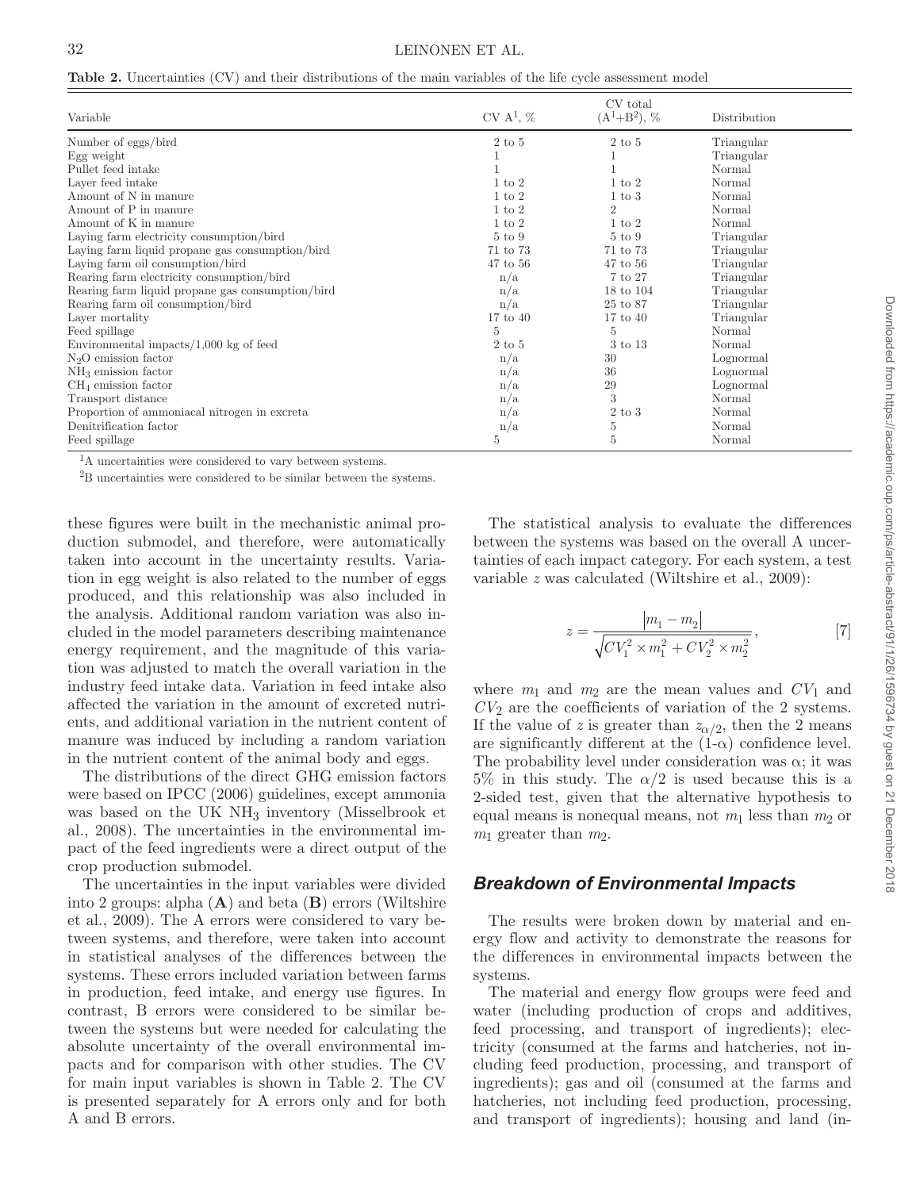**Table 2.** Uncertainties (CV) and their distributions of the main variables of the life cycle assessment model

| Variable | CV A[1], % | CV total (A[1]+B[2]), % | Distribution |
|---|---|---|---|
| Number of eggs/bird | 2 to 5 | 2 to 5 | Triangular |
| Egg weight | 1 | 1 | Triangular |
| Pullet feed intake | 1 | 1 | Normal |
| Layer feed intake | 1 to 2 | 1 to 2 | Normal |
| Amount of N in manure | 1 to 2 | 1 to 3 | Normal |
| Amount of P in manure | 1 to 2 | 2 | Normal |
| Amount of K in manure | 1 to 2 | 1 to 2 | Normal |
| Laying farm electricity consumption/bird | 5 to 9 | 5 to 9 | Triangular |
| Laying farm liquid propane gas consumption/bird | 71 to 73 | 71 to 73 | Triangular |
| Laying farm oil consumption/bird | 47 to 56 | 47 to 56 | Triangular |
| Rearing farm electricity consumption/bird | n/a | 7 to 27 | Triangular |
| Rearing farm liquid propane gas consumption/bird | n/a | 18 to 104 | Triangular |
| Rearing farm oil consumption/bird | n/a | 25 to 87 | Triangular |
| Layer mortality | 17 to 40 | 17 to 40 | Triangular |
| Feed spillage | 5 | 5 | Normal |
| Environmental impacts/1,000 kg of feed | 2 to 5 | 3 to 13 | Normal |
| $N_2O$ emission factor | n/a | 30 | Lognormal |
| $NH_3$ emission factor | n/a | 36 | Lognormal |
| $CH_4$ emission factor | n/a | 29 | Lognormal |
| Transport distance | n/a | 3 | Normal |
| Proportion of ammoniacal nitrogen in excreta | n/a | 2 to 3 | Normal |
| Denitrification factor | n/a | 5 | Normal |
| Feed spillage | 5 | 5 | Normal |

[1]A uncertainties were considered to vary between systems.

[2]B uncertainties were considered to be similar between the systems.

these figures were built in the mechanistic animal production submodel, and therefore, were automatically taken into account in the uncertainty results. Variation in egg weight is also related to the number of eggs produced, and this relationship was also included in the analysis. Additional random variation was also included in the model parameters describing maintenance energy requirement, and the magnitude of this variation was adjusted to match the overall variation in the industry feed intake data. Variation in feed intake also affected the variation in the amount of excreted nutrients, and additional variation in the nutrient content of manure was induced by including a random variation in the nutrient content of the animal body and eggs.

The distributions of the direct GHG emission factors were based on IPCC (2006) guidelines, except ammonia was based on the UK $NH_3$ inventory (Misselbrook et al., 2008). The uncertainties in the environmental impact of the feed ingredients were a direct output of the crop production submodel.

The uncertainties in the input variables were divided into 2 groups: alpha (**A**) and beta (**B**) errors (Wiltshire et al., 2009). The A errors were considered to vary between systems, and therefore, were taken into account in statistical analyses of the differences between the systems. These errors included variation between farms in production, feed intake, and energy use figures. In contrast, B errors were considered to be similar between the systems but were needed for calculating the absolute uncertainty of the overall environmental impacts and for comparison with other studies. The CV for main input variables is shown in Table 2. The CV is presented separately for A errors only and for both A and B errors.

The statistical analysis to evaluate the differences between the systems was based on the overall A uncertainties of each impact category. For each system, a test variable $z$ was calculated (Wiltshire et al., 2009):

$$z = \frac{\left|m_1 - m_2\right|}{\sqrt{CV_1^2 \times m_1^2 + CV_2^2 \times m_2^2}}, \qquad [7]$$

where $m_1$ and $m_2$ are the mean values and $CV_1$ and $CV_2$ are the coefficients of variation of the 2 systems. If the value of $z$ is greater than $z_{\alpha/2}$, then the 2 means are significantly different at the $(1\text{-}\alpha)$ confidence level. The probability level under consideration was $\alpha$; it was 5% in this study. The $\alpha/2$ is used because this is a 2-sided test, given that the alternative hypothesis to equal means is nonequal means, not $m_1$ less than $m_2$ or $m_1$ greater than $m_2$.

## *Breakdown of Environmental Impacts*

The results were broken down by material and energy flow and activity to demonstrate the reasons for the differences in environmental impacts between the systems.

The material and energy flow groups were feed and water (including production of crops and additives, feed processing, and transport of ingredients); electricity (consumed at the farms and hatcheries, not including feed production, processing, and transport of ingredients); gas and oil (consumed at the farms and hatcheries, not including feed production, processing, and transport of ingredients); housing and land (in-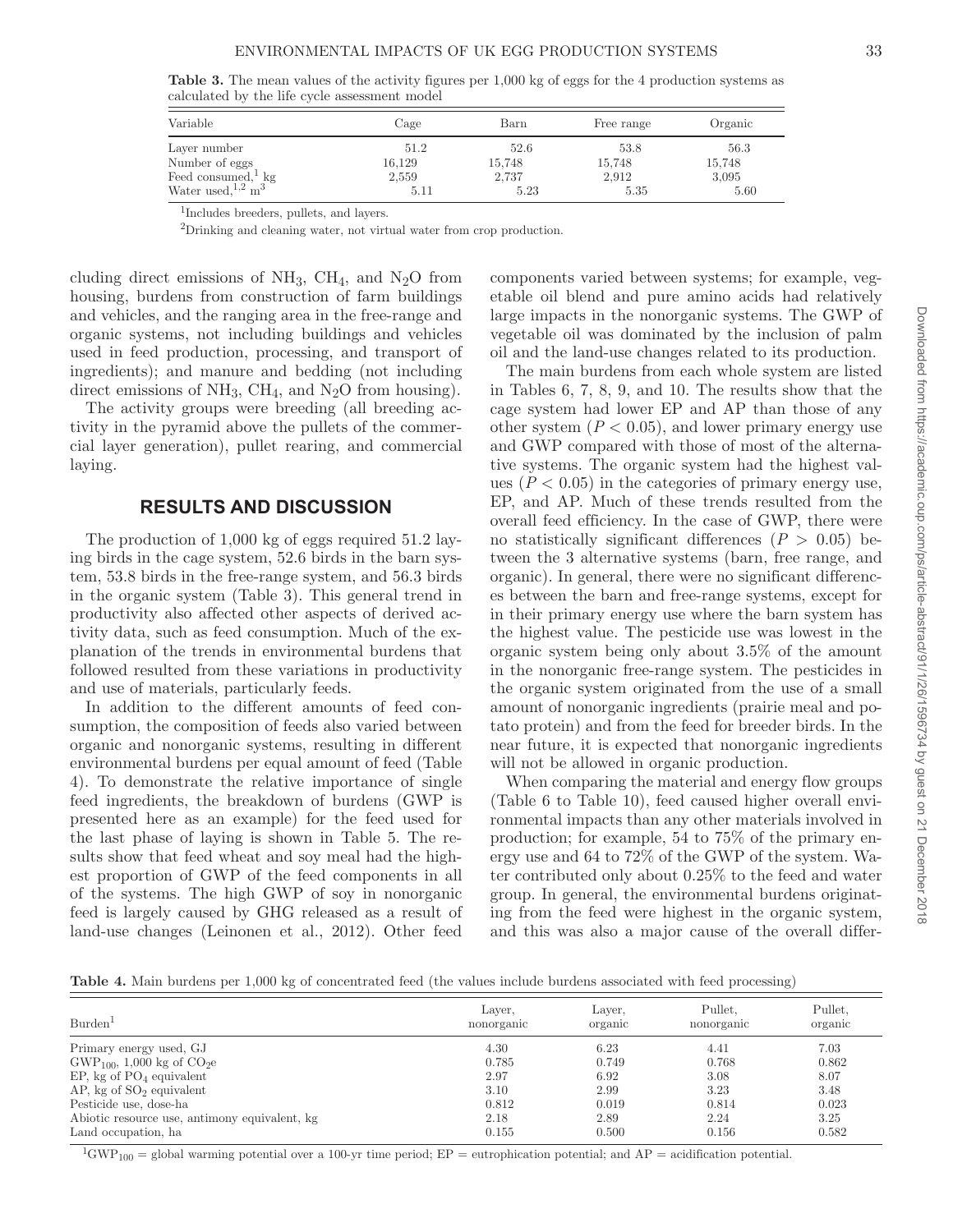**Table 3.** The mean values of the activity figures per 1,000 kg of eggs for the 4 production systems as calculated by the life cycle assessment model

| Variable | Cage | Barn | Free range | Organic |
|---|---|---|---|---|
| Layer number | 51.2 | 52.6 | 53.8 | 56.3 |
| Number of eggs | 16,129 | 15,748 | 15,748 | 15,748 |
| Feed consumed,[1] kg | 2,559 | 2,737 | 2,912 | 3,095 |
| Water used,[1,2] $m^3$ | 5.11 | 5.23 | 5.35 | 5.60 |

[1]Includes breeders, pullets, and layers.

[2]Drinking and cleaning water, not virtual water from crop production.

cluding direct emissions of $NH_3$, $CH_4$, and $N_2O$ from housing, burdens from construction of farm buildings and vehicles, and the ranging area in the free-range and organic systems, not including buildings and vehicles used in feed production, processing, and transport of ingredients); and manure and bedding (not including direct emissions of $NH_3$, $CH_4$, and $N_2O$ from housing).

The activity groups were breeding (all breeding activity in the pyramid above the pullets of the commercial layer generation), pullet rearing, and commercial laying.

## RESULTS AND DISCUSSION

The production of 1,000 kg of eggs required 51.2 laying birds in the cage system, 52.6 birds in the barn system, 53.8 birds in the free-range system, and 56.3 birds in the organic system (Table 3). This general trend in productivity also affected other aspects of derived activity data, such as feed consumption. Much of the explanation of the trends in environmental burdens that followed resulted from these variations in productivity and use of materials, particularly feeds.

In addition to the different amounts of feed consumption, the composition of feeds also varied between organic and nonorganic systems, resulting in different environmental burdens per equal amount of feed (Table 4). To demonstrate the relative importance of single feed ingredients, the breakdown of burdens (GWP is presented here as an example) for the feed used for the last phase of laying is shown in Table 5. The results show that feed wheat and soy meal had the highest proportion of GWP of the feed components in all of the systems. The high GWP of soy in nonorganic feed is largely caused by GHG released as a result of land-use changes (Leinonen et al., 2012). Other feed components varied between systems; for example, vegetable oil blend and pure amino acids had relatively large impacts in the nonorganic systems. The GWP of vegetable oil was dominated by the inclusion of palm oil and the land-use changes related to its production.

The main burdens from each whole system are listed in Tables 6, 7, 8, 9, and 10. The results show that the cage system had lower EP and AP than those of any other system ($P < 0.05$), and lower primary energy use and GWP compared with those of most of the alternative systems. The organic system had the highest values ($P < 0.05$) in the categories of primary energy use, EP, and AP. Much of these trends resulted from the overall feed efficiency. In the case of GWP, there were no statistically significant differences ($P > 0.05$) between the 3 alternative systems (barn, free range, and organic). In general, there were no significant differences between the barn and free-range systems, except for in their primary energy use where the barn system has the highest value. The pesticide use was lowest in the organic system being only about 3.5% of the amount in the nonorganic free-range system. The pesticides in the organic system originated from the use of a small amount of nonorganic ingredients (prairie meal and potato protein) and from the feed for breeder birds. In the near future, it is expected that nonorganic ingredients will not be allowed in organic production.

When comparing the material and energy flow groups (Table 6 to Table 10), feed caused higher overall environmental impacts than any other materials involved in production; for example, 54 to 75% of the primary energy use and 64 to 72% of the GWP of the system. Water contributed only about 0.25% to the feed and water group. In general, the environmental burdens originating from the feed were highest in the organic system, and this was also a major cause of the overall differ-

**Table 4.** Main burdens per 1,000 kg of concentrated feed (the values include burdens associated with feed processing)

| Burden[1] | Layer, nonorganic | Layer, organic | Pullet, nonorganic | Pullet, organic |
|---|---|---|---|---|
| Primary energy used, GJ | 4.30 | 6.23 | 4.41 | 7.03 |
| $GWP_{100}$, 1,000 kg of $CO_2e$ | 0.785 | 0.749 | 0.768 | 0.862 |
| EP, kg of $PO_4$ equivalent | 2.97 | 6.92 | 3.08 | 8.07 |
| AP, kg of $SO_2$ equivalent | 3.10 | 2.99 | 3.23 | 3.48 |
| Pesticide use, dose-ha | 0.812 | 0.019 | 0.814 | 0.023 |
| Abiotic resource use, antimony equivalent, kg | 2.18 | 2.89 | 2.24 | 3.25 |
| Land occupation, ha | 0.155 | 0.500 | 0.156 | 0.582 |

[1]$GWP_{100}$ = global warming potential over a 100-yr time period; EP = eutrophication potential; and AP = acidification potential.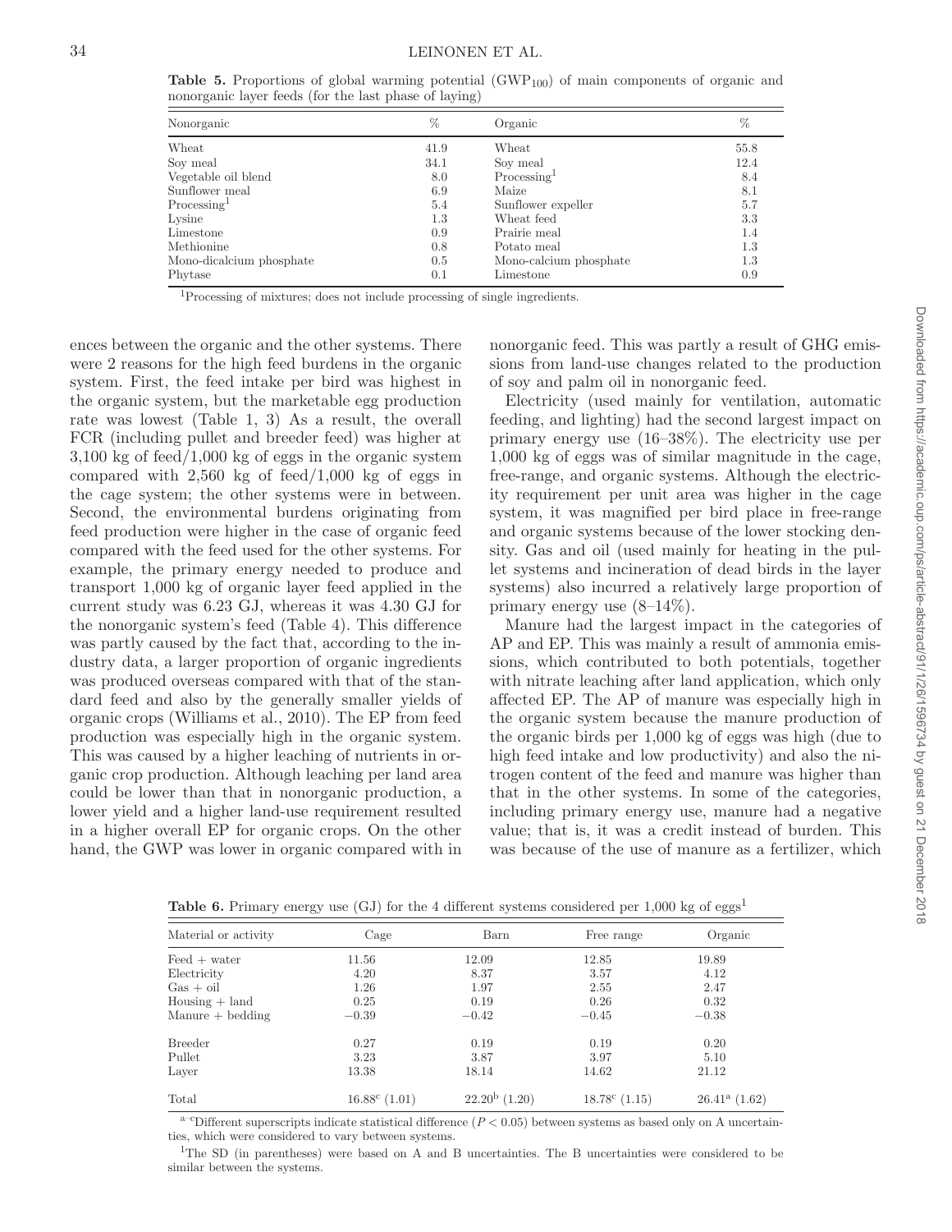**Table 5.** Proportions of global warming potential ($GWP_{100}$) of main components of organic and nonorganic layer feeds (for the last phase of laying)

| Nonorganic | % | Organic | % |
|---|---|---|---|
| Wheat | 41.9 | Wheat | 55.8 |
| Soy meal | 34.1 | Soy meal | 12.4 |
| Vegetable oil blend | 8.0 | Processing[1] | 8.4 |
| Sunflower meal | 6.9 | Maize | 8.1 |
| Processing[1] | 5.4 | Sunflower expeller | 5.7 |
| Lysine | 1.3 | Wheat feed | 3.3 |
| Limestone | 0.9 | Prairie meal | 1.4 |
| Methionine | 0.8 | Potato meal | 1.3 |
| Mono-dicalcium phosphate | 0.5 | Mono-calcium phosphate | 1.3 |
| Phytase | 0.1 | Limestone | 0.9 |

[1]Processing of mixtures; does not include processing of single ingredients.

ences between the organic and the other systems. There were 2 reasons for the high feed burdens in the organic system. First, the feed intake per bird was highest in the organic system, but the marketable egg production rate was lowest (Table 1, 3) As a result, the overall FCR (including pullet and breeder feed) was higher at 3,100 kg of feed/1,000 kg of eggs in the organic system compared with 2,560 kg of feed/1,000 kg of eggs in the cage system; the other systems were in between. Second, the environmental burdens originating from feed production were higher in the case of organic feed compared with the feed used for the other systems. For example, the primary energy needed to produce and transport 1,000 kg of organic layer feed applied in the current study was 6.23 GJ, whereas it was 4.30 GJ for the nonorganic system's feed (Table 4). This difference was partly caused by the fact that, according to the industry data, a larger proportion of organic ingredients was produced overseas compared with that of the standard feed and also by the generally smaller yields of organic crops (Williams et al., 2010). The EP from feed production was especially high in the organic system. This was caused by a higher leaching of nutrients in organic crop production. Although leaching per land area could be lower than that in nonorganic production, a lower yield and a higher land-use requirement resulted in a higher overall EP for organic crops. On the other hand, the GWP was lower in organic compared with in nonorganic feed. This was partly a result of GHG emissions from land-use changes related to the production of soy and palm oil in nonorganic feed.

Electricity (used mainly for ventilation, automatic feeding, and lighting) had the second largest impact on primary energy use (16–38%). The electricity use per 1,000 kg of eggs was of similar magnitude in the cage, free-range, and organic systems. Although the electricity requirement per unit area was higher in the cage system, it was magnified per bird place in free-range and organic systems because of the lower stocking density. Gas and oil (used mainly for heating in the pullet systems and incineration of dead birds in the layer systems) also incurred a relatively large proportion of primary energy use (8–14%).

Manure had the largest impact in the categories of AP and EP. This was mainly a result of ammonia emissions, which contributed to both potentials, together with nitrate leaching after land application, which only affected EP. The AP of manure was especially high in the organic system because the manure production of the organic birds per 1,000 kg of eggs was high (due to high feed intake and low productivity) and also the nitrogen content of the feed and manure was higher than that in the other systems. In some of the categories, including primary energy use, manure had a negative value; that is, it was a credit instead of burden. This was because of the use of manure as a fertilizer, which

**Table 6.** Primary energy use (GJ) for the 4 different systems considered per 1,000 kg of eggs[1]

| Material or activity | Cage | Barn | Free range | Organic |
|---|---|---|---|---|
| Feed + water | 11.56 | 12.09 | 12.85 | 19.89 |
| Electricity | 4.20 | 8.37 | 3.57 | 4.12 |
| Gas + oil | 1.26 | 1.97 | 2.55 | 2.47 |
| Housing + land | 0.25 | 0.19 | 0.26 | 0.32 |
| Manure + bedding | −0.39 | −0.42 | −0.45 | −0.38 |
| Breeder | 0.27 | 0.19 | 0.19 | 0.20 |
| Pullet | 3.23 | 3.87 | 3.97 | 5.10 |
| Layer | 13.38 | 18.14 | 14.62 | 21.12 |
| Total | 16.88[c] (1.01) | 22.20[b] (1.20) | 18.78[c] (1.15) | 26.41[a] (1.62) |

[a–c]Different superscripts indicate statistical difference ($P < 0.05$) between systems as based only on A uncertainties, which were considered to vary between systems.

[1]The SD (in parentheses) were based on A and B uncertainties. The B uncertainties were considered to be similar between the systems.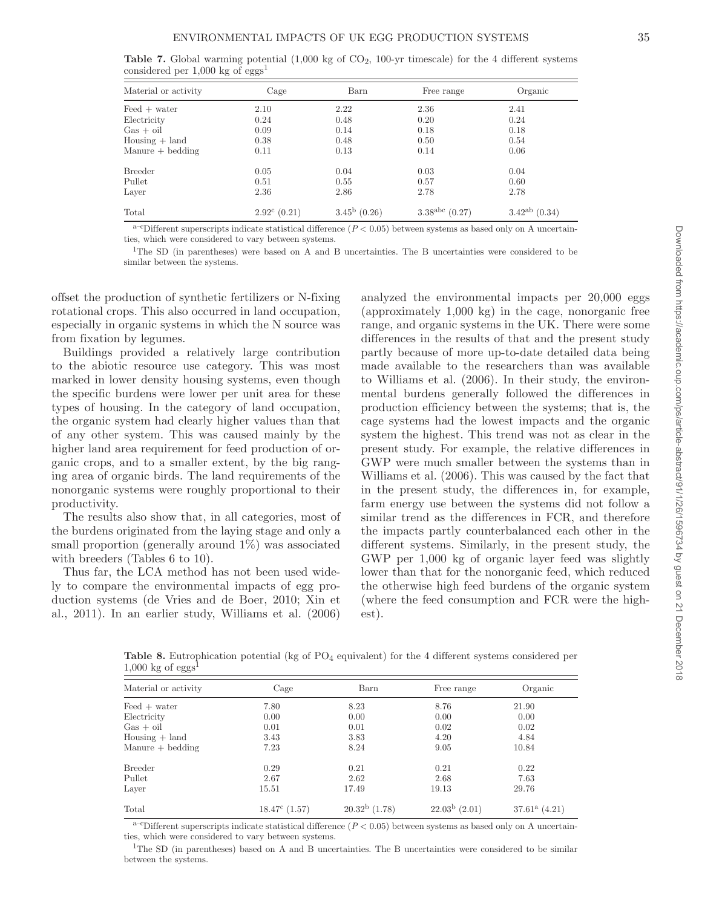**Table 7.** Global warming potential (1,000 kg of $CO_2$, 100-yr timescale) for the 4 different systems considered per 1,000 kg of eggs[1]

| Material or activity | Cage | Barn | Free range | Organic |
|---|---|---|---|---|
| Feed + water | 2.10 | 2.22 | 2.36 | 2.41 |
| Electricity | 0.24 | 0.48 | 0.20 | 0.24 |
| Gas + oil | 0.09 | 0.14 | 0.18 | 0.18 |
| Housing + land | 0.38 | 0.48 | 0.50 | 0.54 |
| Manure + bedding | 0.11 | 0.13 | 0.14 | 0.06 |
| Breeder | 0.05 | 0.04 | 0.03 | 0.04 |
| Pullet | 0.51 | 0.55 | 0.57 | 0.60 |
| Layer | 2.36 | 2.86 | 2.78 | 2.78 |
| Total | 2.92[c] (0.21) | 3.45[b] (0.26) | 3.38[abc] (0.27) | 3.42[ab] (0.34) |

[a–c]Different superscripts indicate statistical difference ($P < 0.05$) between systems as based only on A uncertainties, which were considered to vary between systems.

[1]The SD (in parentheses) were based on A and B uncertainties. The B uncertainties were considered to be similar between the systems.

offset the production of synthetic fertilizers or N-fixing rotational crops. This also occurred in land occupation, especially in organic systems in which the N source was from fixation by legumes.

Buildings provided a relatively large contribution to the abiotic resource use category. This was most marked in lower density housing systems, even though the specific burdens were lower per unit area for these types of housing. In the category of land occupation, the organic system had clearly higher values than that of any other system. This was caused mainly by the higher land area requirement for feed production of organic crops, and to a smaller extent, by the big ranging area of organic birds. The land requirements of the nonorganic systems were roughly proportional to their productivity.

The results also show that, in all categories, most of the burdens originated from the laying stage and only a small proportion (generally around 1%) was associated with breeders (Tables 6 to 10).

Thus far, the LCA method has not been used widely to compare the environmental impacts of egg production systems (de Vries and de Boer, 2010; Xin et al., 2011). In an earlier study, Williams et al. (2006) analyzed the environmental impacts per 20,000 eggs (approximately 1,000 kg) in the cage, nonorganic free range, and organic systems in the UK. There were some differences in the results of that and the present study partly because of more up-to-date detailed data being made available to the researchers than was available to Williams et al. (2006). In their study, the environmental burdens generally followed the differences in production efficiency between the systems; that is, the cage systems had the lowest impacts and the organic system the highest. This trend was not as clear in the present study. For example, the relative differences in GWP were much smaller between the systems than in Williams et al. (2006). This was caused by the fact that in the present study, the differences in, for example, farm energy use between the systems did not follow a similar trend as the differences in FCR, and therefore the impacts partly counterbalanced each other in the different systems. Similarly, in the present study, the GWP per 1,000 kg of organic layer feed was slightly lower than that for the nonorganic feed, which reduced the otherwise high feed burdens of the organic system (where the feed consumption and FCR were the highest).

**Table 8.** Eutrophication potential (kg of $PO_4$ equivalent) for the 4 different systems considered per 1,000 kg of eggs[1]

| Material or activity | Cage | Barn | Free range | Organic |
|---|---|---|---|---|
| Feed + water | 7.80 | 8.23 | 8.76 | 21.90 |
| Electricity | 0.00 | 0.00 | 0.00 | 0.00 |
| Gas + oil | 0.01 | 0.01 | 0.02 | 0.02 |
| Housing + land | 3.43 | 3.83 | 4.20 | 4.84 |
| Manure + bedding | 7.23 | 8.24 | 9.05 | 10.84 |
| Breeder | 0.29 | 0.21 | 0.21 | 0.22 |
| Pullet | 2.67 | 2.62 | 2.68 | 7.63 |
| Layer | 15.51 | 17.49 | 19.13 | 29.76 |
| Total | 18.47[c] (1.57) | 20.32[b] (1.78) | 22.03[b] (2.01) | 37.61[a] (4.21) |

[a–c]Different superscripts indicate statistical difference ($P < 0.05$) between systems as based only on A uncertainties, which were considered to vary between systems.

[1]The SD (in parentheses) based on A and B uncertainties. The B uncertainties were considered to be similar between the systems.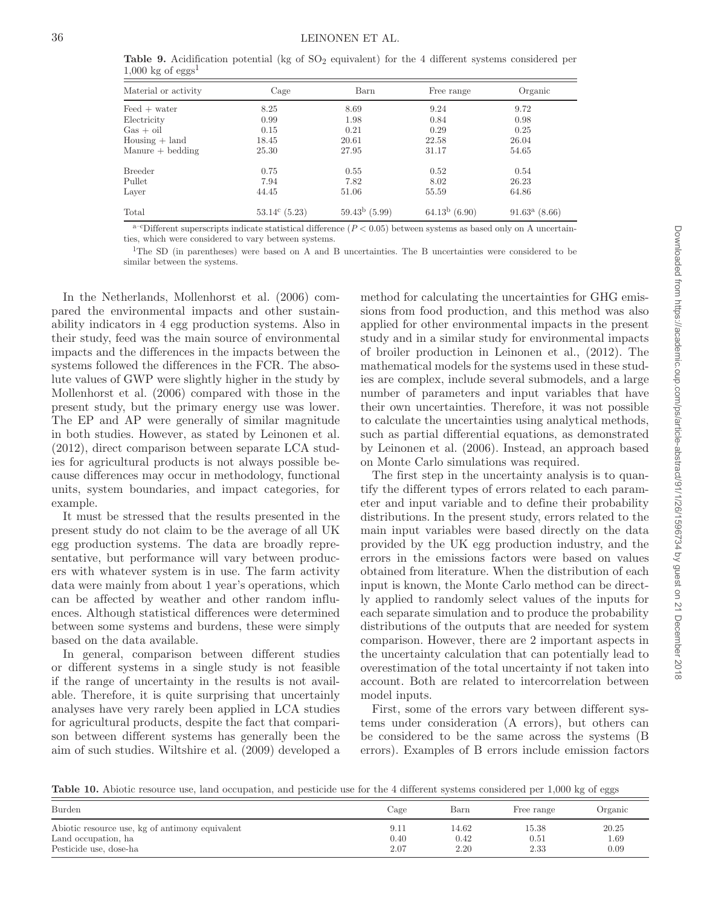**Table 9.** Acidification potential (kg of $SO_2$ equivalent) for the 4 different systems considered per 1,000 kg of eggs[1]

| Material or activity | Cage | Barn | Free range | Organic |
|---|---|---|---|---|
| Feed + water | 8.25 | 8.69 | 9.24 | 9.72 |
| Electricity | 0.99 | 1.98 | 0.84 | 0.98 |
| Gas + oil | 0.15 | 0.21 | 0.29 | 0.25 |
| Housing + land | 18.45 | 20.61 | 22.58 | 26.04 |
| Manure + bedding | 25.30 | 27.95 | 31.17 | 54.65 |
| Breeder | 0.75 | 0.55 | 0.52 | 0.54 |
| Pullet | 7.94 | 7.82 | 8.02 | 26.23 |
| Layer | 44.45 | 51.06 | 55.59 | 64.86 |
| Total | 53.14[c] (5.23) | 59.43[b] (5.99) | 64.13[b] (6.90) | 91.63[a] (8.66) |

[a–c]Different superscripts indicate statistical difference ($P < 0.05$) between systems as based only on A uncertainties, which were considered to vary between systems.

[1]The SD (in parentheses) were based on A and B uncertainties. The B uncertainties were considered to be similar between the systems.

In the Netherlands, Mollenhorst et al. (2006) compared the environmental impacts and other sustainability indicators in 4 egg production systems. Also in their study, feed was the main source of environmental impacts and the differences in the impacts between the systems followed the differences in the FCR. The absolute values of GWP were slightly higher in the study by Mollenhorst et al. (2006) compared with those in the present study, but the primary energy use was lower. The EP and AP were generally of similar magnitude in both studies. However, as stated by Leinonen et al. (2012), direct comparison between separate LCA studies for agricultural products is not always possible because differences may occur in methodology, functional units, system boundaries, and impact categories, for example.

It must be stressed that the results presented in the present study do not claim to be the average of all UK egg production systems. The data are broadly representative, but performance will vary between producers with whatever system is in use. The farm activity data were mainly from about 1 year's operations, which can be affected by weather and other random influences. Although statistical differences were determined between some systems and burdens, these were simply based on the data available.

In general, comparison between different studies or different systems in a single study is not feasible if the range of uncertainty in the results is not available. Therefore, it is quite surprising that uncertainly analyses have very rarely been applied in LCA studies for agricultural products, despite the fact that comparison between different systems has generally been the aim of such studies. Wiltshire et al. (2009) developed a method for calculating the uncertainties for GHG emissions from food production, and this method was also applied for other environmental impacts in the present study and in a similar study for environmental impacts of broiler production in Leinonen et al., (2012). The mathematical models for the systems used in these studies are complex, include several submodels, and a large number of parameters and input variables that have their own uncertainties. Therefore, it was not possible to calculate the uncertainties using analytical methods, such as partial differential equations, as demonstrated by Leinonen et al. (2006). Instead, an approach based on Monte Carlo simulations was required.

The first step in the uncertainty analysis is to quantify the different types of errors related to each parameter and input variable and to define their probability distributions. In the present study, errors related to the main input variables were based directly on the data provided by the UK egg production industry, and the errors in the emissions factors were based on values obtained from literature. When the distribution of each input is known, the Monte Carlo method can be directly applied to randomly select values of the inputs for each separate simulation and to produce the probability distributions of the outputs that are needed for system comparison. However, there are 2 important aspects in the uncertainty calculation that can potentially lead to overestimation of the total uncertainty if not taken into account. Both are related to intercorrelation between model inputs.

First, some of the errors vary between different systems under consideration (A errors), but others can be considered to be the same across the systems (B errors). Examples of B errors include emission factors

**Table 10.** Abiotic resource use, land occupation, and pesticide use for the 4 different systems considered per 1,000 kg of eggs

| Burden | Cage | Barn | Free range | Organic |
|---|---|---|---|---|
| Abiotic resource use, kg of antimony equivalent | 9.11 | 14.62 | 15.38 | 20.25 |
| Land occupation, ha | 0.40 | 0.42 | 0.51 | 1.69 |
| Pesticide use, dose-ha | 2.07 | 2.20 | 2.33 | 0.09 |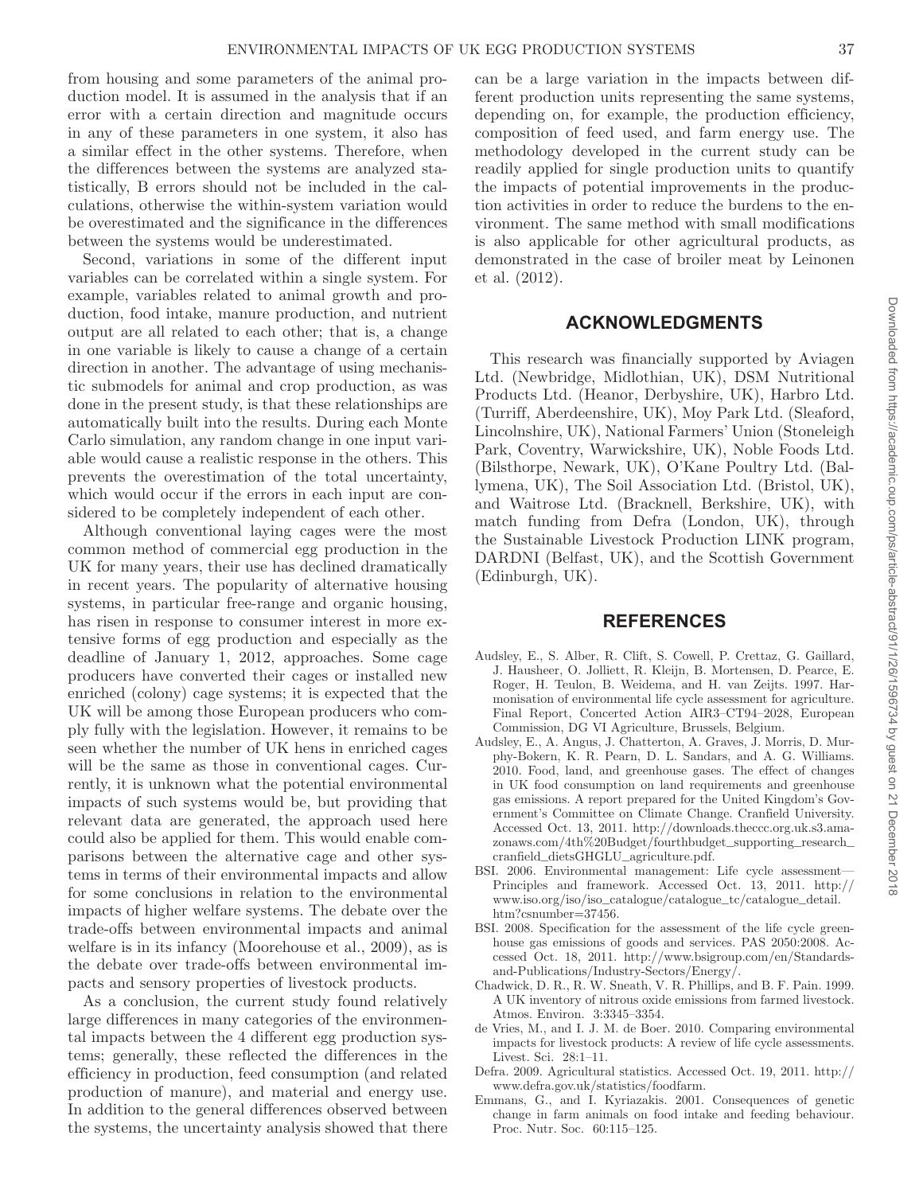from housing and some parameters of the animal production model. It is assumed in the analysis that if an error with a certain direction and magnitude occurs in any of these parameters in one system, it also has a similar effect in the other systems. Therefore, when the differences between the systems are analyzed statistically, B errors should not be included in the calculations, otherwise the within-system variation would be overestimated and the significance in the differences between the systems would be underestimated.

Second, variations in some of the different input variables can be correlated within a single system. For example, variables related to animal growth and production, food intake, manure production, and nutrient output are all related to each other; that is, a change in one variable is likely to cause a change of a certain direction in another. The advantage of using mechanistic submodels for animal and crop production, as was done in the present study, is that these relationships are automatically built into the results. During each Monte Carlo simulation, any random change in one input variable would cause a realistic response in the others. This prevents the overestimation of the total uncertainty, which would occur if the errors in each input are considered to be completely independent of each other.

Although conventional laying cages were the most common method of commercial egg production in the UK for many years, their use has declined dramatically in recent years. The popularity of alternative housing systems, in particular free-range and organic housing, has risen in response to consumer interest in more extensive forms of egg production and especially as the deadline of January 1, 2012, approaches. Some cage producers have converted their cages or installed new enriched (colony) cage systems; it is expected that the UK will be among those European producers who comply fully with the legislation. However, it remains to be seen whether the number of UK hens in enriched cages will be the same as those in conventional cages. Currently, it is unknown what the potential environmental impacts of such systems would be, but providing that relevant data are generated, the approach used here could also be applied for them. This would enable comparisons between the alternative cage and other systems in terms of their environmental impacts and allow for some conclusions in relation to the environmental impacts of higher welfare systems. The debate over the trade-offs between environmental impacts and animal welfare is in its infancy (Moorehouse et al., 2009), as is the debate over trade-offs between environmental impacts and sensory properties of livestock products.

As a conclusion, the current study found relatively large differences in many categories of the environmental impacts between the 4 different egg production systems; generally, these reflected the differences in the efficiency in production, feed consumption (and related production of manure), and material and energy use. In addition to the general differences observed between the systems, the uncertainty analysis showed that there can be a large variation in the impacts between different production units representing the same systems, depending on, for example, the production efficiency, composition of feed used, and farm energy use. The methodology developed in the current study can be readily applied for single production units to quantify the impacts of potential improvements in the production activities in order to reduce the burdens to the environment. The same method with small modifications is also applicable for other agricultural products, as demonstrated in the case of broiler meat by Leinonen et al. (2012).

## ACKNOWLEDGMENTS

This research was financially supported by Aviagen Ltd. (Newbridge, Midlothian, UK), DSM Nutritional Products Ltd. (Heanor, Derbyshire, UK), Harbro Ltd. (Turriff, Aberdeenshire, UK), Moy Park Ltd. (Sleaford, Lincolnshire, UK), National Farmers' Union (Stoneleigh Park, Coventry, Warwickshire, UK), Noble Foods Ltd. (Bilsthorpe, Newark, UK), O'Kane Poultry Ltd. (Ballymena, UK), The Soil Association Ltd. (Bristol, UK), and Waitrose Ltd. (Bracknell, Berkshire, UK), with match funding from Defra (London, UK), through the Sustainable Livestock Production LINK program, DARDNI (Belfast, UK), and the Scottish Government (Edinburgh, UK).

## REFERENCES

Audsley, E., S. Alber, R. Clift, S. Cowell, P. Crettaz, G. Gaillard, J. Hausheer, O. Jolliett, R. Kleijn, B. Mortensen, D. Pearce, E. Roger, H. Teulon, B. Weidema, and H. van Zeijts. 1997. Harmonisation of environmental life cycle assessment for agriculture. Final Report, Concerted Action AIR3–CT94–2028, European Commission, DG VI Agriculture, Brussels, Belgium.

Audsley, E., A. Angus, J. Chatterton, A. Graves, J. Morris, D. Murphy-Bokern, K. R. Pearn, D. L. Sandars, and A. G. Williams. 2010. Food, land, and greenhouse gases. The effect of changes in UK food consumption on land requirements and greenhouse gas emissions. A report prepared for the United Kingdom's Government's Committee on Climate Change. Cranfield University. Accessed Oct. 13, 2011. http://downloads.theccc.org.uk.s3.amazonaws.com/4th%20Budget/fourthbudget_supporting_research_cranfield_dietsGHGLU_agriculture.pdf.

BSI. 2006. Environmental management: Life cycle assessment—Principles and framework. Accessed Oct. 13, 2011. http://www.iso.org/iso/iso_catalogue/catalogue_tc/catalogue_detail.htm?csnumber=37456.

BSI. 2008. Specification for the assessment of the life cycle greenhouse gas emissions of goods and services. PAS 2050:2008. Accessed Oct. 18, 2011. http://www.bsigroup.com/en/Standards-and-Publications/Industry-Sectors/Energy/.

Chadwick, D. R., R. W. Sneath, V. R. Phillips, and B. F. Pain. 1999. A UK inventory of nitrous oxide emissions from farmed livestock. Atmos. Environ. 3:3345–3354.

de Vries, M., and I. J. M. de Boer. 2010. Comparing environmental impacts for livestock products: A review of life cycle assessments. Livest. Sci. 28:1–11.

Defra. 2009. Agricultural statistics. Accessed Oct. 19, 2011. http://www.defra.gov.uk/statistics/foodfarm.

Emmans, G., and I. Kyriazakis. 2001. Consequences of genetic change in farm animals on food intake and feeding behaviour. Proc. Nutr. Soc. 60:115–125.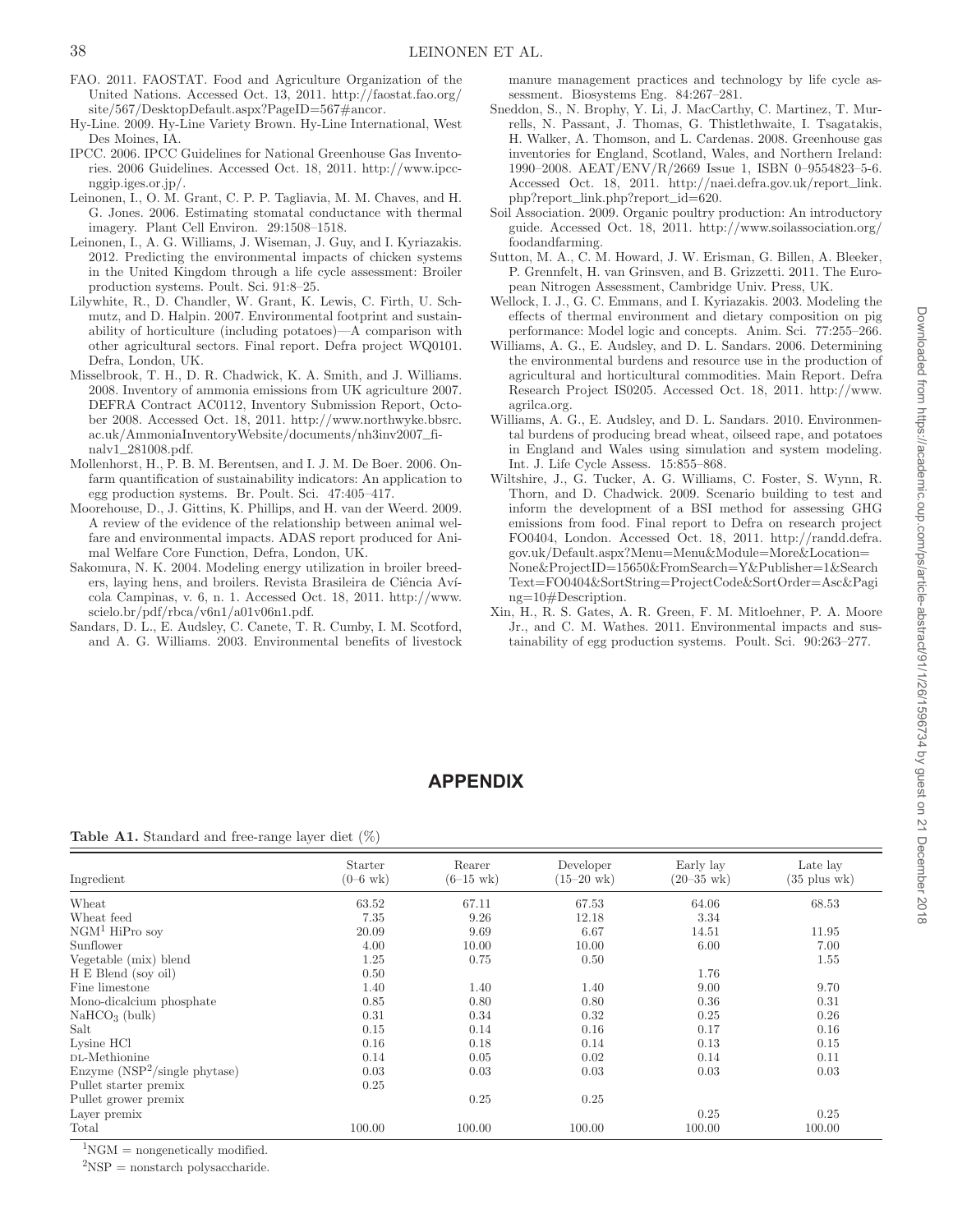FAO. 2011. FAOSTAT. Food and Agriculture Organization of the United Nations. Accessed Oct. 13, 2011. http://faostat.fao.org/site/567/DesktopDefault.aspx?PageID=567#ancor.

Hy-Line. 2009. Hy-Line Variety Brown. Hy-Line International, West Des Moines, IA.

IPCC. 2006. IPCC Guidelines for National Greenhouse Gas Inventories. 2006 Guidelines. Accessed Oct. 18, 2011. http://www.ipcc-nggip.iges.or.jp/.

Leinonen, I., O. M. Grant, C. P. P. Tagliavia, M. M. Chaves, and H. G. Jones. 2006. Estimating stomatal conductance with thermal imagery. Plant Cell Environ. 29:1508–1518.

Leinonen, I., A. G. Williams, J. Wiseman, J. Guy, and I. Kyriazakis. 2012. Predicting the environmental impacts of chicken systems in the United Kingdom through a life cycle assessment: Broiler production systems. Poult. Sci. 91:8–25.

Lilywhite, R., D. Chandler, W. Grant, K. Lewis, C. Firth, U. Schmutz, and D. Halpin. 2007. Environmental footprint and sustainability of horticulture (including potatoes)—A comparison with other agricultural sectors. Final report. Defra project WQ0101. Defra, London, UK.

Misselbrook, T. H., D. R. Chadwick, K. A. Smith, and J. Williams. 2008. Inventory of ammonia emissions from UK agriculture 2007. DEFRA Contract AC0112, Inventory Submission Report, October 2008. Accessed Oct. 18, 2011. http://www.northwyke.bbsrc.ac.uk/AmmoniaInventoryWebsite/documents/nh3inv2007_finalv1_281008.pdf.

Mollenhorst, H., P. B. M. Berentsen, and I. J. M. De Boer. 2006. On-farm quantification of sustainability indicators: An application to egg production systems. Br. Poult. Sci. 47:405–417.

Moorehouse, D., J. Gittins, K. Phillips, and H. van der Weerd. 2009. A review of the evidence of the relationship between animal welfare and environmental impacts. ADAS report produced for Animal Welfare Core Function, Defra, London, UK.

Sakomura, N. K. 2004. Modeling energy utilization in broiler breeders, laying hens, and broilers. Revista Brasileira de Ciência Avícola Campinas, v. 6, n. 1. Accessed Oct. 18, 2011. http://www.scielo.br/pdf/rbca/v6n1/a01v06n1.pdf.

Sandars, D. L., E. Audsley, C. Canete, T. R. Cumby, I. M. Scotford, and A. G. Williams. 2003. Environmental benefits of livestock manure management practices and technology by life cycle assessment. Biosystems Eng. 84:267–281.

Sneddon, S., N. Brophy, Y. Li, J. MacCarthy, C. Martinez, T. Murrells, N. Passant, J. Thomas, G. Thistlethwaite, I. Tsagatakis, H. Walker, A. Thomson, and L. Cardenas. 2008. Greenhouse gas inventories for England, Scotland, Wales, and Northern Ireland: 1990–2008. AEAT/ENV/R/2669 Issue 1, ISBN 0–9554823–5-6. Accessed Oct. 18, 2011. http://naei.defra.gov.uk/report_link.php?report_link.php?report_id=620.

Soil Association. 2009. Organic poultry production: An introductory guide. Accessed Oct. 18, 2011. http://www.soilassociation.org/foodandfarming.

Sutton, M. A., C. M. Howard, J. W. Erisman, G. Billen, A. Bleeker, P. Grennfelt, H. van Grinsven, and B. Grizzetti. 2011. The European Nitrogen Assessment, Cambridge Univ. Press, UK.

Wellock, I. J., G. C. Emmans, and I. Kyriazakis. 2003. Modeling the effects of thermal environment and dietary composition on pig performance: Model logic and concepts. Anim. Sci. 77:255–266.

Williams, A. G., E. Audsley, and D. L. Sandars. 2006. Determining the environmental burdens and resource use in the production of agricultural and horticultural commodities. Main Report. Defra Research Project IS0205. Accessed Oct. 18, 2011. http://www.agrilca.org.

Williams, A. G., E. Audsley, and D. L. Sandars. 2010. Environmental burdens of producing bread wheat, oilseed rape, and potatoes in England and Wales using simulation and system modeling. Int. J. Life Cycle Assess. 15:855–868.

Wiltshire, J., G. Tucker, A. G. Williams, C. Foster, S. Wynn, R. Thorn, and D. Chadwick. 2009. Scenario building to test and inform the development of a BSI method for assessing GHG emissions from food. Final report to Defra on research project FO0404, London. Accessed Oct. 18, 2011. http://randd.defra.gov.uk/Default.aspx?Menu=Menu&Module=More&Location=None&ProjectID=15650&FromSearch=Y&Publisher=1&SearchText=FO0404&SortString=ProjectCode&SortOrder=Asc&Paging=10#Description.

Xin, H., R. S. Gates, A. R. Green, F. M. Mitloehner, P. A. Moore Jr., and C. M. Wathes. 2011. Environmental impacts and sustainability of egg production systems. Poult. Sci. 90:263–277.

# APPENDIX

**Table A1.** Standard and free-range layer diet (%)

| Ingredient | Starter (0–6 wk) | Rearer (6–15 wk) | Developer (15–20 wk) | Early lay (20–35 wk) | Late lay (35 plus wk) |
|---|---|---|---|---|---|
| Wheat | 63.52 | 67.11 | 67.53 | 64.06 | 68.53 |
| Wheat feed | 7.35 | 9.26 | 12.18 | 3.34 | |
| NGM[1] HiPro soy | 20.09 | 9.69 | 6.67 | 14.51 | 11.95 |
| Sunflower | 4.00 | 10.00 | 10.00 | 6.00 | 7.00 |
| Vegetable (mix) blend | 1.25 | 0.75 | 0.50 | | 1.55 |
| H E Blend (soy oil) | 0.50 | | | 1.76 | |
| Fine limestone | 1.40 | 1.40 | 1.40 | 9.00 | 9.70 |
| Mono-dicalcium phosphate | 0.85 | 0.80 | 0.80 | 0.36 | 0.31 |
| $NaHCO_3$ (bulk) | 0.31 | 0.34 | 0.32 | 0.25 | 0.26 |
| Salt | 0.15 | 0.14 | 0.16 | 0.17 | 0.16 |
| Lysine HCl | 0.16 | 0.18 | 0.14 | 0.13 | 0.15 |
| DL-Methionine | 0.14 | 0.05 | 0.02 | 0.14 | 0.11 |
| Enzyme (NSP[2]/single phytase) | 0.03 | 0.03 | 0.03 | 0.03 | 0.03 |
| Pullet starter premix | 0.25 | | | | |
| Pullet grower premix | | 0.25 | 0.25 | | |
| Layer premix | | | | 0.25 | 0.25 |
| Total | 100.00 | 100.00 | 100.00 | 100.00 | 100.00 |

[1]NGM = nongenetically modified.

[2]NSP = nonstarch polysaccharide.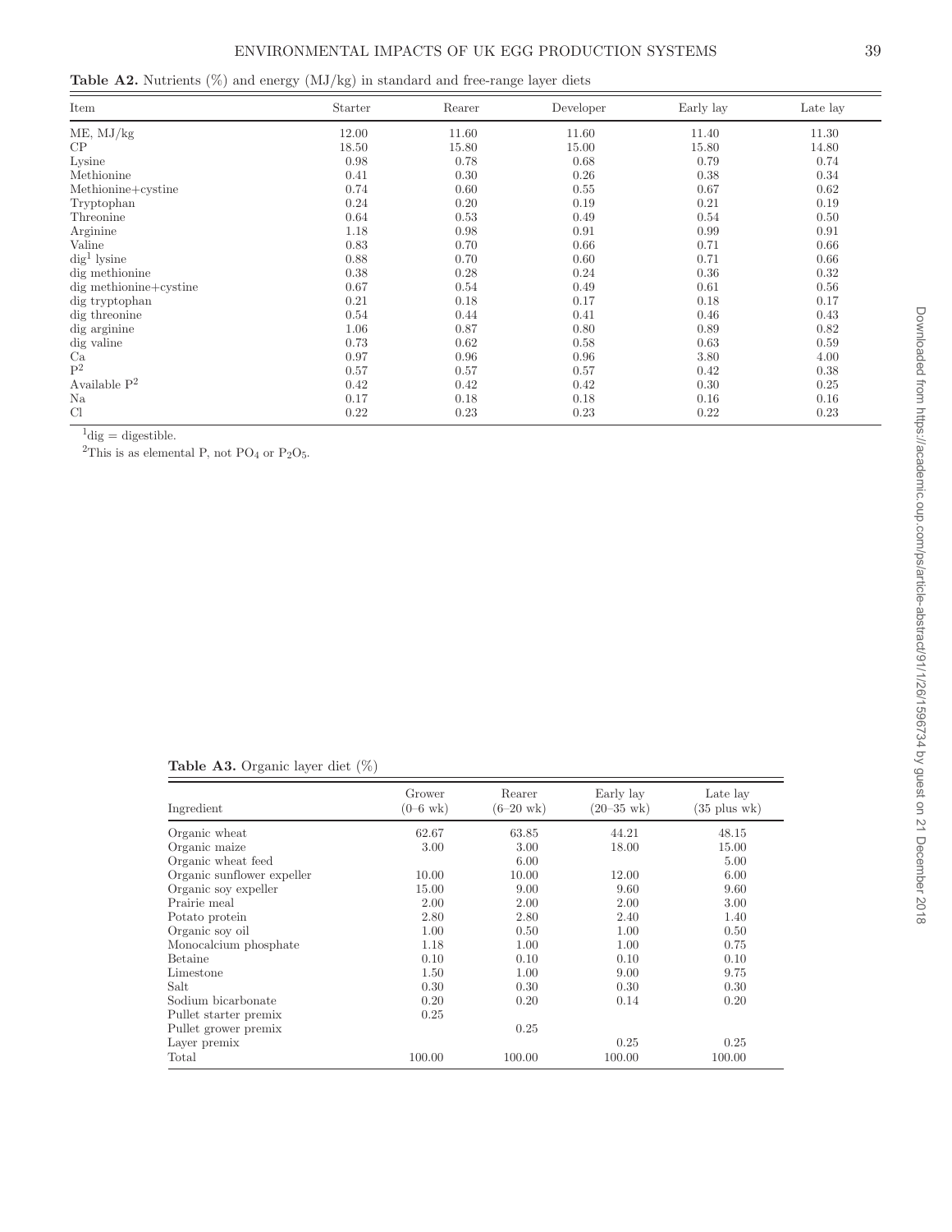**Table A2.** Nutrients (%) and energy (MJ/kg) in standard and free-range layer diets

| Item | Starter | Rearer | Developer | Early lay | Late lay |
|---|---|---|---|---|---|
| ME, MJ/kg | 12.00 | 11.60 | 11.60 | 11.40 | 11.30 |
| CP | 18.50 | 15.80 | 15.00 | 15.80 | 14.80 |
| Lysine | 0.98 | 0.78 | 0.68 | 0.79 | 0.74 |
| Methionine | 0.41 | 0.30 | 0.26 | 0.38 | 0.34 |
| Methionine+cystine | 0.74 | 0.60 | 0.55 | 0.67 | 0.62 |
| Tryptophan | 0.24 | 0.20 | 0.19 | 0.21 | 0.19 |
| Threonine | 0.64 | 0.53 | 0.49 | 0.54 | 0.50 |
| Arginine | 1.18 | 0.98 | 0.91 | 0.99 | 0.91 |
| Valine | 0.83 | 0.70 | 0.66 | 0.71 | 0.66 |
| dig[1] lysine | 0.88 | 0.70 | 0.60 | 0.71 | 0.66 |
| dig methionine | 0.38 | 0.28 | 0.24 | 0.36 | 0.32 |
| dig methionine+cystine | 0.67 | 0.54 | 0.49 | 0.61 | 0.56 |
| dig tryptophan | 0.21 | 0.18 | 0.17 | 0.18 | 0.17 |
| dig threonine | 0.54 | 0.44 | 0.41 | 0.46 | 0.43 |
| dig arginine | 1.06 | 0.87 | 0.80 | 0.89 | 0.82 |
| dig valine | 0.73 | 0.62 | 0.58 | 0.63 | 0.59 |
| Ca | 0.97 | 0.96 | 0.96 | 3.80 | 4.00 |
| P[2] | 0.57 | 0.57 | 0.57 | 0.42 | 0.38 |
| Available P[2] | 0.42 | 0.42 | 0.42 | 0.30 | 0.25 |
| Na | 0.17 | 0.18 | 0.18 | 0.16 | 0.16 |
| Cl | 0.22 | 0.23 | 0.23 | 0.22 | 0.23 |

[1]dig = digestible.

[2]This is as elemental P, not $PO_4$ or $P_2O_5$.

**Table A3.** Organic layer diet (%)

| Ingredient | Grower (0–6 wk) | Rearer (6–20 wk) | Early lay (20–35 wk) | Late lay (35 plus wk) |
|---|---|---|---|---|
| Organic wheat | 62.67 | 63.85 | 44.21 | 48.15 |
| Organic maize | 3.00 | 3.00 | 18.00 | 15.00 |
| Organic wheat feed | | 6.00 | | 5.00 |
| Organic sunflower expeller | 10.00 | 10.00 | 12.00 | 6.00 |
| Organic soy expeller | 15.00 | 9.00 | 9.60 | 9.60 |
| Prairie meal | 2.00 | 2.00 | 2.00 | 3.00 |
| Potato protein | 2.80 | 2.80 | 2.40 | 1.40 |
| Organic soy oil | 1.00 | 0.50 | 1.00 | 0.50 |
| Monocalcium phosphate | 1.18 | 1.00 | 1.00 | 0.75 |
| Betaine | 0.10 | 0.10 | 0.10 | 0.10 |
| Limestone | 1.50 | 1.00 | 9.00 | 9.75 |
| Salt | 0.30 | 0.30 | 0.30 | 0.30 |
| Sodium bicarbonate | 0.20 | 0.20 | 0.14 | 0.20 |
| Pullet starter premix | 0.25 | | | |
| Pullet grower premix | | 0.25 | | |
| Layer premix | | | 0.25 | 0.25 |
| Total | 100.00 | 100.00 | 100.00 | 100.00 |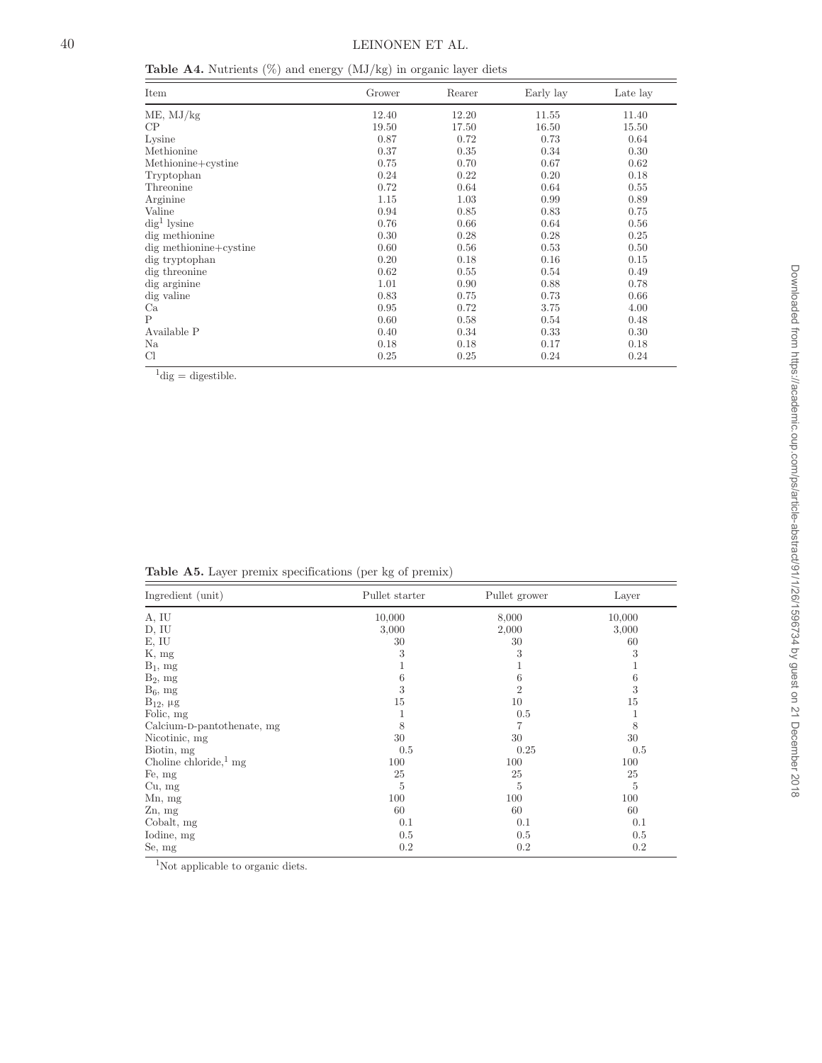**Table A4.** Nutrients (%) and energy (MJ/kg) in organic layer diets

| Item | Grower | Rearer | Early lay | Late lay |
|---|---|---|---|---|
| ME, MJ/kg | 12.40 | 12.20 | 11.55 | 11.40 |
| CP | 19.50 | 17.50 | 16.50 | 15.50 |
| Lysine | 0.87 | 0.72 | 0.73 | 0.64 |
| Methionine | 0.37 | 0.35 | 0.34 | 0.30 |
| Methionine+cystine | 0.75 | 0.70 | 0.67 | 0.62 |
| Tryptophan | 0.24 | 0.22 | 0.20 | 0.18 |
| Threonine | 0.72 | 0.64 | 0.64 | 0.55 |
| Arginine | 1.15 | 1.03 | 0.99 | 0.89 |
| Valine | 0.94 | 0.85 | 0.83 | 0.75 |
| dig[1] lysine | 0.76 | 0.66 | 0.64 | 0.56 |
| dig methionine | 0.30 | 0.28 | 0.28 | 0.25 |
| dig methionine+cystine | 0.60 | 0.56 | 0.53 | 0.50 |
| dig tryptophan | 0.20 | 0.18 | 0.16 | 0.15 |
| dig threonine | 0.62 | 0.55 | 0.54 | 0.49 |
| dig arginine | 1.01 | 0.90 | 0.88 | 0.78 |
| dig valine | 0.83 | 0.75 | 0.73 | 0.66 |
| Ca | 0.95 | 0.72 | 3.75 | 4.00 |
| P | 0.60 | 0.58 | 0.54 | 0.48 |
| Available P | 0.40 | 0.34 | 0.33 | 0.30 |
| Na | 0.18 | 0.18 | 0.17 | 0.18 |
| Cl | 0.25 | 0.25 | 0.24 | 0.24 |

[1]dig = digestible.

**Table A5.** Layer premix specifications (per kg of premix)

| Ingredient (unit) | Pullet starter | Pullet grower | Layer |
|---|---|---|---|
| A, IU | 10,000 | 8,000 | 10,000 |
| D, IU | 3,000 | 2,000 | 3,000 |
| E, IU | 30 | 30 | 60 |
| K, mg | 3 | 3 | 3 |
| $B_1$, mg | 1 | 1 | 1 |
| $B_2$, mg | 6 | 6 | 6 |
| $B_6$, mg | 3 | 2 | 3 |
| $B_{12}$, µg | 15 | 10 | 15 |
| Folic, mg | 1 | 0.5 | 1 |
| Calcium-D-pantothenate, mg | 8 | 7 | 8 |
| Nicotinic, mg | 30 | 30 | 30 |
| Biotin, mg | 0.5 | 0.25 | 0.5 |
| Choline chloride,[1] mg | 100 | 100 | 100 |
| Fe, mg | 25 | 25 | 25 |
| Cu, mg | 5 | 5 | 5 |
| Mn, mg | 100 | 100 | 100 |
| Zn, mg | 60 | 60 | 60 |
| Cobalt, mg | 0.1 | 0.1 | 0.1 |
| Iodine, mg | 0.5 | 0.5 | 0.5 |
| Se, mg | 0.2 | 0.2 | 0.2 |

[1]Not applicable to organic diets.